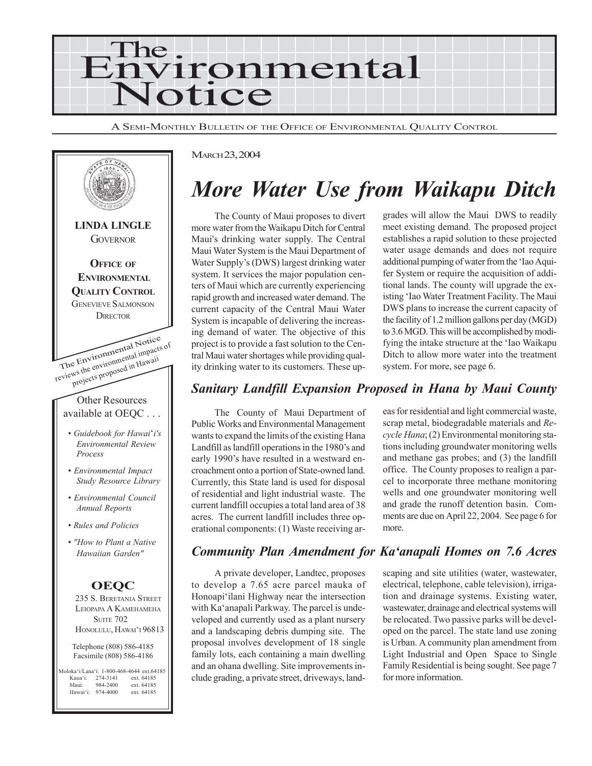# The Environmental Notice

A SEMI-MONTHLY BULLETIN OF THE OFFICE OF ENVIRONMENTAL QUALITY CONTROL

**LINDA LINGLE**
GOVERNOR

**OFFICE OF ENVIRONMENTAL QUALITY CONTROL**
GENEVIEVE SALMONSON
DIRECTOR

The Environmental Notice reviews the environmental impacts of projects proposed in Hawaii

Other Resources available at OEQC . . .

- *Guidebook for Hawai'i's Environmental Review Process*
- *Environmental Impact Study Resource Library*
- *Environmental Council Annual Reports*
- *Rules and Policies*
- *"How to Plant a Native Hawaiian Garden"*

**OEQC**
235 S. BERETANIA STREET
LEIOPAPA A KAMEHAMEHA
SUITE 702
HONOLULU, HAWAI'I 96813

Telephone (808) 586-4185
Facsimile (808) 586-4186

Moloka'i/Lana'i: 1-800-468-4644 ext.64185
Kaua'i: 274-3141 ext. 64185
Maui: 984-2400 ext. 64185
Hawai'i: 974-4000 ext. 64185

MARCH 23, 2004

## *More Water Use from Waikapu Ditch*

The County of Maui proposes to divert more water from the Waikapu Ditch for Central Maui's drinking water supply. The Central Maui Water System is the Maui Department of Water Supply's (DWS) largest drinking water system. It services the major population centers of Maui which are currently experiencing rapid growth and increased water demand. The current capacity of the Central Maui Water System is incapable of delivering the increasing demand of water. The objective of this project is to provide a fast solution to the Central Maui water shortages while providing quality drinking water to its customers. These upgrades will allow the Maui DWS to readily meet existing demand. The proposed project establishes a rapid solution to these projected water usage demands and does not require additional pumping of water from the 'Iao Aquifer System or require the acquisition of additional lands. The county will upgrade the existing 'Iao Water Treatment Facility. The Maui DWS plans to increase the current capacity of the facility of 1.2 million gallons per day (MGD) to 3.6 MGD. This will be accomplished by modifying the intake structure at the 'Iao Waikapu Ditch to allow more water into the treatment system. For more, see page 6.

## *Sanitary Landfill Expansion Proposed in Hana by Maui County*

The County of Maui Department of Public Works and Environmental Management wants to expand the limits of the existing Hana Landfill as landfill operations in the 1980's and early 1990's have resulted in a westward encroachment onto a portion of State-owned land. Currently, this State land is used for disposal of residential and light industrial waste. The current landfill occupies a total land area of 38 acres. The current landfill includes three operational components: (1) Waste receiving areas for residential and light commercial waste, scrap metal, biodegradable materials and *Recycle Hana*; (2) Environmental monitoring stations including groundwater monitoring wells and methane gas probes; and (3) the landfill office. The County proposes to realign a parcel to incorporate three methane monitoring wells and one groundwater monitoring well and grade the runoff detention basin. Comments are due on April 22, 2004. See page 6 for more.

## *Community Plan Amendment for Ka'anapali Homes on 7.6 Acres*

A private developer, Landtec, proposes to develop a 7.65 acre parcel mauka of Honoapi'ilani Highway near the intersection with Ka'anapali Parkway. The parcel is undeveloped and currently used as a plant nursery and a landscaping debris dumping site. The proposal involves development of 18 single family lots, each containing a main dwelling and an ohana dwelling. Site improvements include grading, a private street, driveways, landscaping and site utilities (water, wastewater, electrical, telephone, cable television), irrigation and drainage systems. Existing water, wastewater, drainage and electrical systems will be relocated. Two passive parks will be developed on the parcel. The state land use zoning is Urban. A community plan amendment from Light Industrial and Open Space to Single Family Residential is being sought. See page 7 for more information.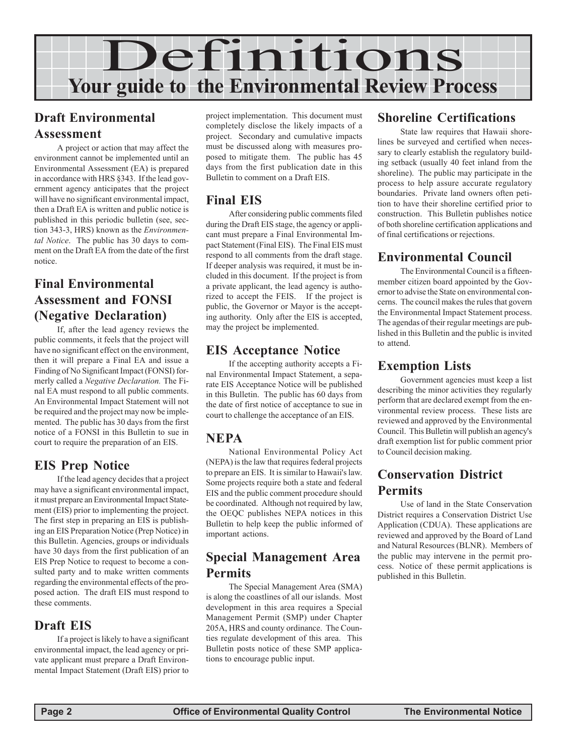# Definitions

## Your guide to the Environmental Review Process

### Draft Environmental Assessment

A project or action that may affect the environment cannot be implemented until an Environmental Assessment (EA) is prepared in accordance with HRS §343. If the lead government agency anticipates that the project will have no significant environmental impact, then a Draft EA is written and public notice is published in this periodic bulletin (see, section 343-3, HRS) known as the *Environmental Notice*. The public has 30 days to comment on the Draft EA from the date of the first notice.

### Final Environmental Assessment and FONSI (Negative Declaration)

If, after the lead agency reviews the public comments, it feels that the project will have no significant effect on the environment, then it will prepare a Final EA and issue a Finding of No Significant Impact (FONSI) formerly called a *Negative Declaration.* The Final EA must respond to all public comments. An Environmental Impact Statement will not be required and the project may now be implemented. The public has 30 days from the first notice of a FONSI in this Bulletin to sue in court to require the preparation of an EIS.

### EIS Prep Notice

If the lead agency decides that a project may have a significant environmental impact, it must prepare an Environmental Impact Statement (EIS) prior to implementing the project. The first step in preparing an EIS is publishing an EIS Preparation Notice (Prep Notice) in this Bulletin. Agencies, groups or individuals have 30 days from the first publication of an EIS Prep Notice to request to become a consulted party and to make written comments regarding the environmental effects of the proposed action. The draft EIS must respond to these comments.

### Draft EIS

If a project is likely to have a significant environmental impact, the lead agency or private applicant must prepare a Draft Environmental Impact Statement (Draft EIS) prior to project implementation. This document must completely disclose the likely impacts of a project. Secondary and cumulative impacts must be discussed along with measures proposed to mitigate them. The public has 45 days from the first publication date in this Bulletin to comment on a Draft EIS.

### Final EIS

After considering public comments filed during the Draft EIS stage, the agency or applicant must prepare a Final Environmental Impact Statement (Final EIS). The Final EIS must respond to all comments from the draft stage. If deeper analysis was required, it must be included in this document. If the project is from a private applicant, the lead agency is authorized to accept the FEIS. If the project is public, the Governor or Mayor is the accepting authority. Only after the EIS is accepted, may the project be implemented.

### EIS Acceptance Notice

If the accepting authority accepts a Final Environmental Impact Statement, a separate EIS Acceptance Notice will be published in this Bulletin. The public has 60 days from the date of first notice of acceptance to sue in court to challenge the acceptance of an EIS.

### NEPA

National Environmental Policy Act (NEPA) is the law that requires federal projects to prepare an EIS. It is similar to Hawaii's law. Some projects require both a state and federal EIS and the public comment procedure should be coordinated. Although not required by law, the OEQC publishes NEPA notices in this Bulletin to help keep the public informed of important actions.

### Special Management Area Permits

The Special Management Area (SMA) is along the coastlines of all our islands. Most development in this area requires a Special Management Permit (SMP) under Chapter 205A, HRS and county ordinance. The Counties regulate development of this area. This Bulletin posts notice of these SMP applications to encourage public input.

### Shoreline Certifications

State law requires that Hawaii shorelines be surveyed and certified when necessary to clearly establish the regulatory building setback (usually 40 feet inland from the shoreline). The public may participate in the process to help assure accurate regulatory boundaries. Private land owners often petition to have their shoreline certified prior to construction. This Bulletin publishes notice of both shoreline certification applications and of final certifications or rejections.

### Environmental Council

The Environmental Council is a fifteen-member citizen board appointed by the Governor to advise the State on environmental concerns. The council makes the rules that govern the Environmental Impact Statement process. The agendas of their regular meetings are published in this Bulletin and the public is invited to attend.

### Exemption Lists

Government agencies must keep a list describing the minor activities they regularly perform that are declared exempt from the environmental review process. These lists are reviewed and approved by the Environmental Council. This Bulletin will publish an agency's draft exemption list for public comment prior to Council decision making.

### Conservation District Permits

Use of land in the State Conservation District requires a Conservation District Use Application (CDUA). These applications are reviewed and approved by the Board of Land and Natural Resources (BLNR). Members of the public may intervene in the permit process. Notice of these permit applications is published in this Bulletin.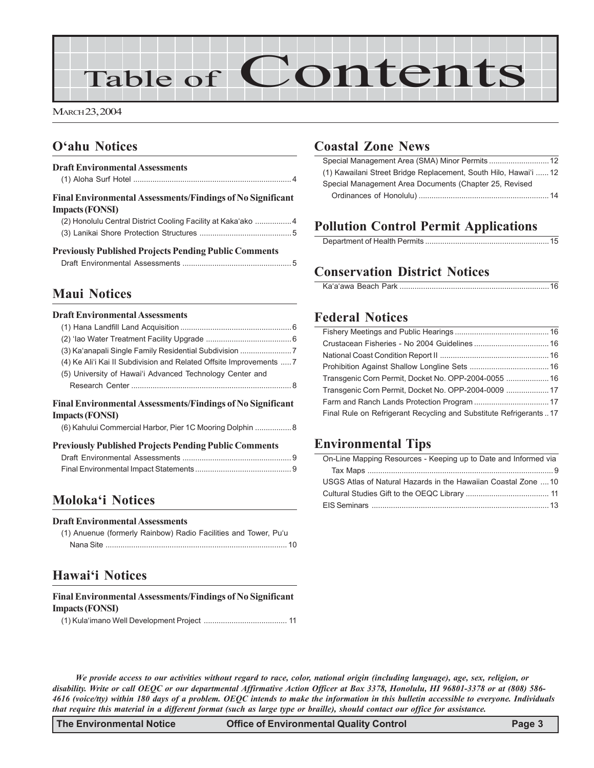# Table of Contents

March 23, 2004

## O'ahu Notices

### Draft Environmental Assessments

(1) Aloha Surf Hotel ... 4

### Final Environmental Assessments/Findings of No Significant Impacts (FONSI)

(2) Honolulu Central District Cooling Facility at Kaka'ako ... 4
(3) Lanikai Shore Protection Structures ... 5

### Previously Published Projects Pending Public Comments

Draft Environmental Assessments ... 5

## Maui Notices

### Draft Environmental Assessments

(1) Hana Landfill Land Acquisition ... 6
(2) 'Iao Water Treatment Facility Upgrade ... 6
(3) Ka'anapali Single Family Residential Subdivision ... 7
(4) Ke Ali'i Kai II Subdivision and Related Offsite Improvements ... 7
(5) University of Hawai'i Advanced Technology Center and Research Center ... 8

### Final Environmental Assessments/Findings of No Significant Impacts (FONSI)

(6) Kahului Commercial Harbor, Pier 1C Mooring Dolphin ... 8

### Previously Published Projects Pending Public Comments

Draft Environmental Assessments ... 9
Final Environmental Impact Statements ... 9

## Moloka'i Notices

### Draft Environmental Assessments

(1) Anuenue (formerly Rainbow) Radio Facilities and Tower, Pu'u Nana Site ... 10

## Hawai'i Notices

### Final Environmental Assessments/Findings of No Significant Impacts (FONSI)

(1) Kula'imano Well Development Project ... 11

## Coastal Zone News

Special Management Area (SMA) Minor Permits ... 12
(1) Kawailani Street Bridge Replacement, South Hilo, Hawai'i ... 12
Special Management Area Documents (Chapter 25, Revised Ordinances of Honolulu) ... 14

## Pollution Control Permit Applications

Department of Health Permits ... 15

## Conservation District Notices

Ka'a'awa Beach Park ... 16

## Federal Notices

Fishery Meetings and Public Hearings ... 16
Crustacean Fisheries - No 2004 Guidelines ... 16
National Coast Condition Report II ... 16
Prohibition Against Shallow Longline Sets ... 16
Transgenic Corn Permit, Docket No. OPP-2004-0055 ... 16
Transgenic Corn Permit, Docket No. OPP-2004-0009 ... 17
Farm and Ranch Lands Protection Program ... 17
Final Rule on Refrigerant Recycling and Substitute Refrigerants ... 17

## Environmental Tips

On-Line Mapping Resources - Keeping up to Date and Informed via Tax Maps ... 9
USGS Atlas of Natural Hazards in the Hawaiian Coastal Zone ... 10
Cultural Studies Gift to the OEQC Library ... 11
EIS Seminars ... 13

***We provide access to our activities without regard to race, color, national origin (including language), age, sex, religion, or disability. Write or call OEQC or our departmental Affirmative Action Officer at Box 3378, Honolulu, HI 96801-3378 or at (808) 586-4616 (voice/tty) within 180 days of a problem. OEQC intends to make the information in this bulletin accessible to everyone. Individuals that require this material in a different format (such as large type or braille), should contact our office for assistance.***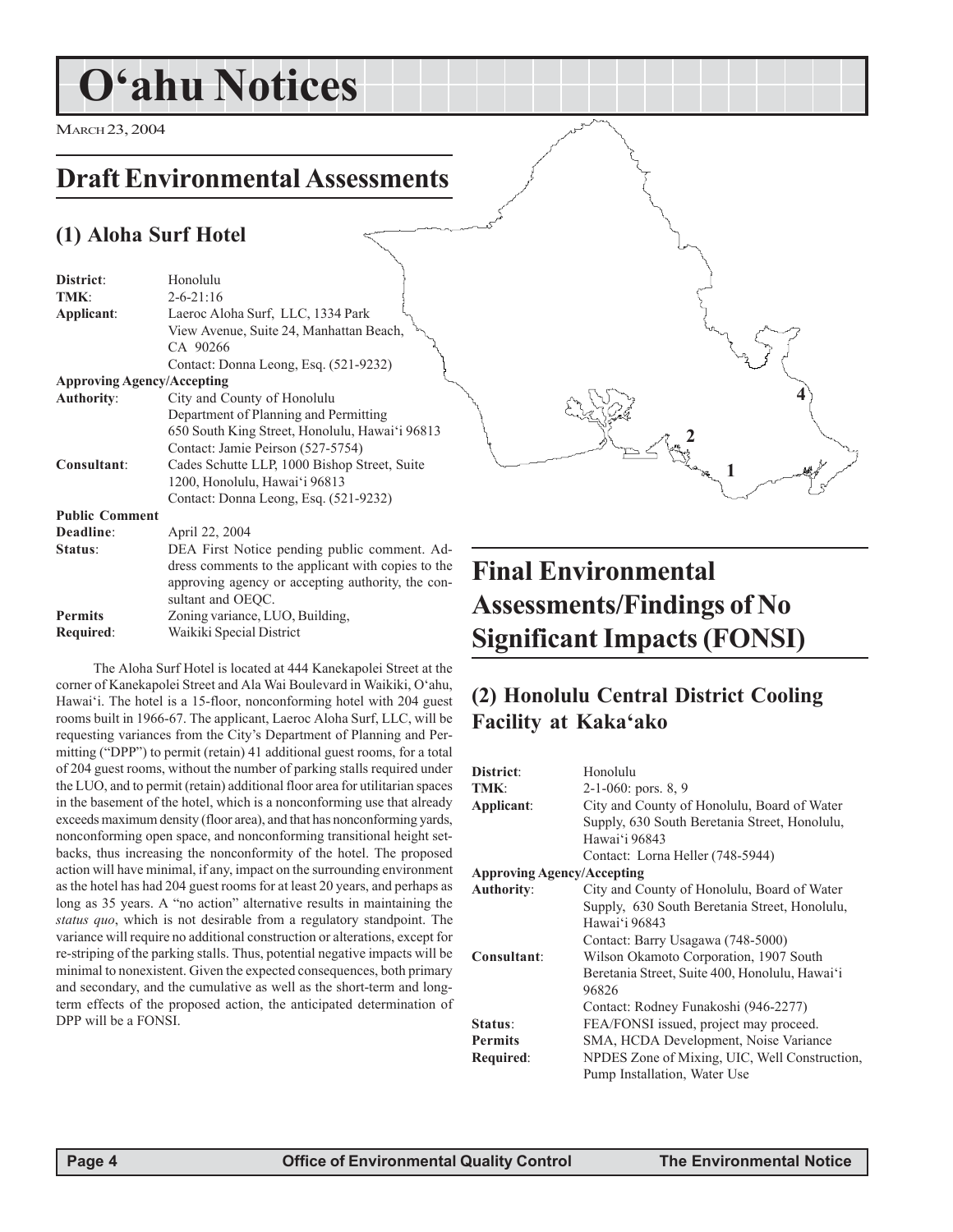# O'ahu Notices

MARCH 23, 2004

## Draft Environmental Assessments

### (1) Aloha Surf Hotel

| | |
|---|---|
| **District**: | Honolulu |
| **TMK**: | 2-6-21:16 |
| **Applicant**: | Laeroc Aloha Surf, LLC, 1334 Park View Avenue, Suite 24, Manhattan Beach, CA 90266<br>Contact: Donna Leong, Esq. (521-9232) |
| **Approving Agency/Accepting Authority**: | City and County of Honolulu Department of Planning and Permitting 650 South King Street, Honolulu, Hawai'i 96813<br>Contact: Jamie Peirson (527-5754) |
| **Consultant**: | Cades Schutte LLP, 1000 Bishop Street, Suite 1200, Honolulu, Hawai'i 96813<br>Contact: Donna Leong, Esq. (521-9232) |
| **Public Comment Deadline**: | April 22, 2004 |
| **Status**: | DEA First Notice pending public comment. Address comments to the applicant with copies to the approving agency or accepting authority, the consultant and OEQC. |
| **Permits Required**: | Zoning variance, LUO, Building, Waikiki Special District |

The Aloha Surf Hotel is located at 444 Kanekapolei Street at the corner of Kanekapolei Street and Ala Wai Boulevard in Waikiki, O'ahu, Hawai'i. The hotel is a 15-floor, nonconforming hotel with 204 guest rooms built in 1966-67. The applicant, Laeroc Aloha Surf, LLC, will be requesting variances from the City's Department of Planning and Permitting ("DPP") to permit (retain) 41 additional guest rooms, for a total of 204 guest rooms, without the number of parking stalls required under the LUO, and to permit (retain) additional floor area for utilitarian spaces in the basement of the hotel, which is a nonconforming use that already exceeds maximum density (floor area), and that has nonconforming yards, nonconforming open space, and nonconforming transitional height setbacks, thus increasing the nonconformity of the hotel. The proposed action will have minimal, if any, impact on the surrounding environment as the hotel has had 204 guest rooms for at least 20 years, and perhaps as long as 35 years. A "no action" alternative results in maintaining the *status quo*, which is not desirable from a regulatory standpoint. The variance will require no additional construction or alterations, except for re-striping of the parking stalls. Thus, potential negative impacts will be minimal to nonexistent. Given the expected consequences, both primary and secondary, and the cumulative as well as the short-term and long-term effects of the proposed action, the anticipated determination of DPP will be a FONSI.

## Final Environmental Assessments/Findings of No Significant Impacts (FONSI)

### (2) Honolulu Central District Cooling Facility at Kaka'ako

| | |
|---|---|
| **District**: | Honolulu |
| **TMK**: | 2-1-060: pors. 8, 9 |
| **Applicant**: | City and County of Honolulu, Board of Water Supply, 630 South Beretania Street, Honolulu, Hawai'i 96843<br>Contact: Lorna Heller (748-5944) |
| **Approving Agency/Accepting Authority**: | City and County of Honolulu, Board of Water Supply, 630 South Beretania Street, Honolulu, Hawai'i 96843<br>Contact: Barry Usagawa (748-5000) |
| **Consultant**: | Wilson Okamoto Corporation, 1907 South Beretania Street, Suite 400, Honolulu, Hawai'i 96826<br>Contact: Rodney Funakoshi (946-2277) |
| **Status**: | FEA/FONSI issued, project may proceed. |
| **Permits Required**: | SMA, HCDA Development, Noise Variance NPDES Zone of Mixing, UIC, Well Construction, Pump Installation, Water Use |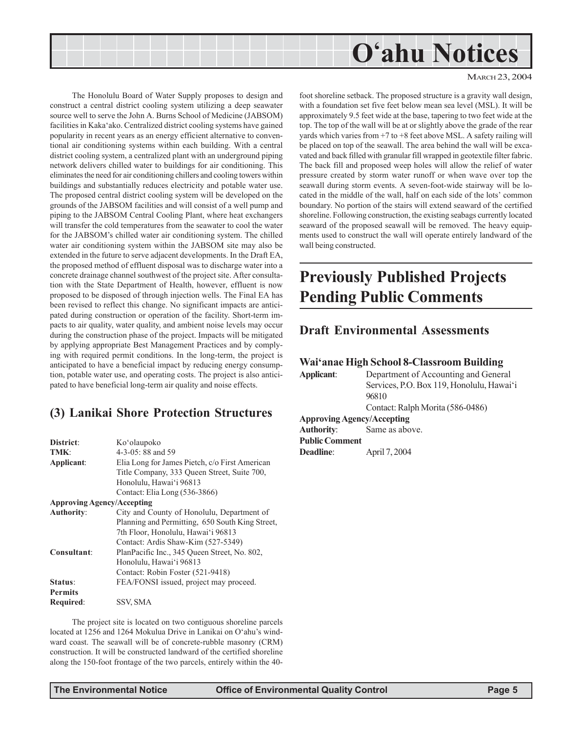The Honolulu Board of Water Supply proposes to design and construct a central district cooling system utilizing a deep seawater source well to serve the John A. Burns School of Medicine (JABSOM) facilities in Kaka'ako. Centralized district cooling systems have gained popularity in recent years as an energy efficient alternative to conventional air conditioning systems within each building. With a central district cooling system, a centralized plant with an underground piping network delivers chilled water to buildings for air conditioning. This eliminates the need for air conditioning chillers and cooling towers within buildings and substantially reduces electricity and potable water use. The proposed central district cooling system will be developed on the grounds of the JABSOM facilities and will consist of a well pump and piping to the JABSOM Central Cooling Plant, where heat exchangers will transfer the cold temperatures from the seawater to cool the water for the JABSOM's chilled water air conditioning system. The chilled water air conditioning system within the JABSOM site may also be extended in the future to serve adjacent developments. In the Draft EA, the proposed method of effluent disposal was to discharge water into a concrete drainage channel southwest of the project site. After consultation with the State Department of Health, however, effluent is now proposed to be disposed of through injection wells. The Final EA has been revised to reflect this change. No significant impacts are anticipated during construction or operation of the facility. Short-term impacts to air quality, water quality, and ambient noise levels may occur during the construction phase of the project. Impacts will be mitigated by applying appropriate Best Management Practices and by complying with required permit conditions. In the long-term, the project is anticipated to have a beneficial impact by reducing energy consumption, potable water use, and operating costs. The project is also anticipated to have beneficial long-term air quality and noise effects.

## (3) Lanikai Shore Protection Structures

**District**: Ko'olaupoko
**TMK**: 4-3-05: 88 and 59
**Applicant**: Elia Long for James Pietch, c/o First American Title Company, 333 Queen Street, Suite 700, Honolulu, Hawai'i 96813
Contact: Elia Long (536-3866)
**Approving Agency/Accepting Authority**: City and County of Honolulu, Department of Planning and Permitting, 650 South King Street, 7th Floor, Honolulu, Hawai'i 96813
Contact: Ardis Shaw-Kim (527-5349)
**Consultant**: PlanPacific Inc., 345 Queen Street, No. 802, Honolulu, Hawai'i 96813
Contact: Robin Foster (521-9418)
**Status**: FEA/FONSI issued, project may proceed.
**Permits Required**: SSV, SMA

The project site is located on two contiguous shoreline parcels located at 1256 and 1264 Mokulua Drive in Lanikai on O'ahu's windward coast. The seawall will be of concrete-rubble masonry (CRM) construction. It will be constructed landward of the certified shoreline along the 150-foot frontage of the two parcels, entirely within the 40-foot shoreline setback. The proposed structure is a gravity wall design, with a foundation set five feet below mean sea level (MSL). It will be approximately 9.5 feet wide at the base, tapering to two feet wide at the top. The top of the wall will be at or slightly above the grade of the rear yards which varies from +7 to +8 feet above MSL. A safety railing will be placed on top of the seawall. The area behind the wall will be excavated and back filled with granular fill wrapped in geotextile filter fabric. The back fill and proposed weep holes will allow the relief of water pressure created by storm water runoff or when wave over top the seawall during storm events. A seven-foot-wide stairway will be located in the middle of the wall, half on each side of the lots' common boundary. No portion of the stairs will extend seaward of the certified shoreline. Following construction, the existing seabags currently located seaward of the proposed seawall will be removed. The heavy equipments used to construct the wall will operate entirely landward of the wall being constructed.

# Previously Published Projects Pending Public Comments

## Draft Environmental Assessments

### Wai'anae High School 8-Classroom Building

**Applicant**: Department of Accounting and General Services, P.O. Box 119, Honolulu, Hawai'i 96810
Contact: Ralph Morita (586-0486)
**Approving Agency/Accepting Authority**: Same as above.
**Public Comment Deadline**: April 7, 2004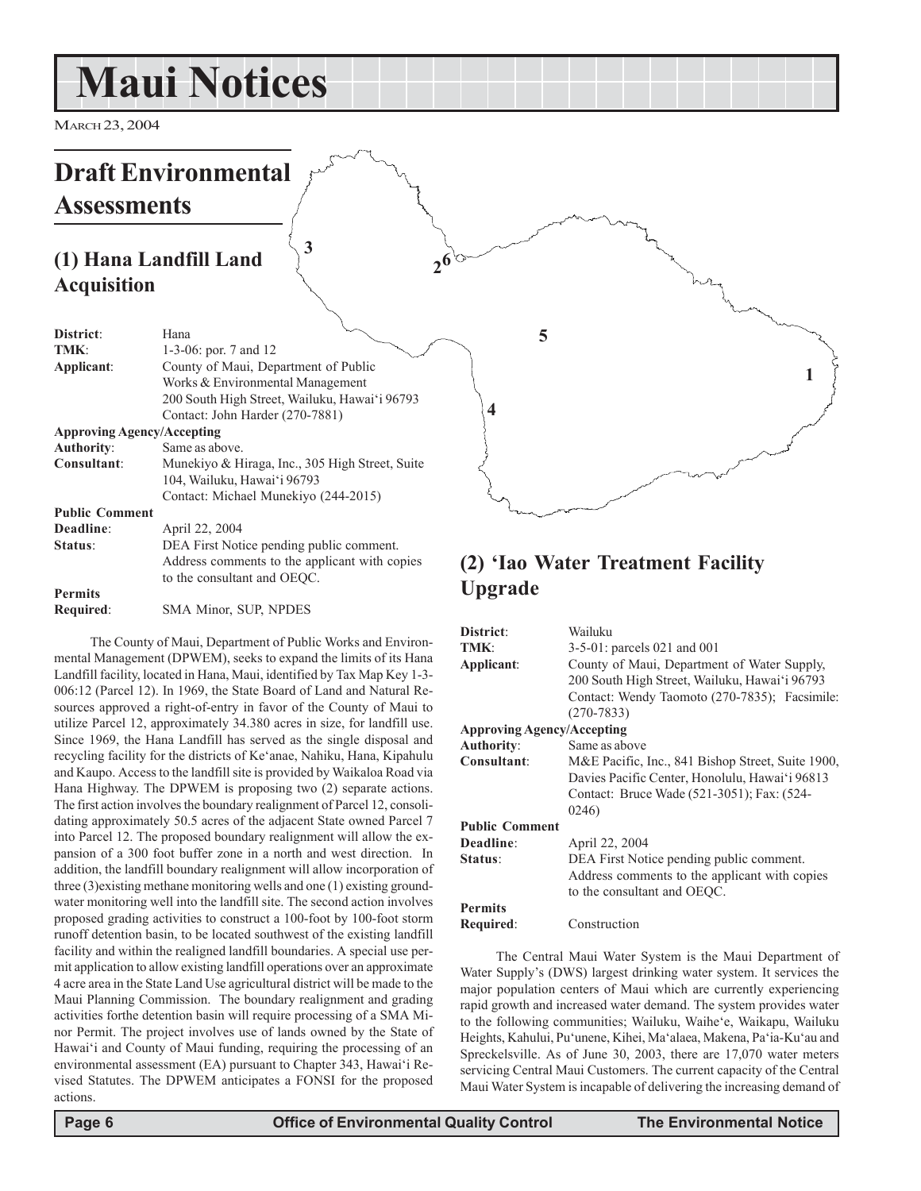# Maui Notices

March 23, 2004

## Draft Environmental Assessments

### (1) Hana Landfill Land Acquisition

| | |
|---|---|
| **District**: | Hana |
| **TMK**: | 1-3-06: por. 7 and 12 |
| **Applicant**: | County of Maui, Department of Public Works & Environmental Management<br>200 South High Street, Wailuku, Hawai'i 96793<br>Contact: John Harder (270-7881) |
| **Approving Agency/Accepting Authority**: | Same as above. |
| **Consultant**: | Munekiyo & Hiraga, Inc., 305 High Street, Suite 104, Wailuku, Hawai'i 96793<br>Contact: Michael Munekiyo (244-2015) |
| **Public Comment Deadline**: | April 22, 2004 |
| **Status**: | DEA First Notice pending public comment. Address comments to the applicant with copies to the consultant and OEQC. |
| **Permits Required**: | SMA Minor, SUP, NPDES |

The County of Maui, Department of Public Works and Environmental Management (DPWEM), seeks to expand the limits of its Hana Landfill facility, located in Hana, Maui, identified by Tax Map Key 1-3-006:12 (Parcel 12). In 1969, the State Board of Land and Natural Resources approved a right-of-entry in favor of the County of Maui to utilize Parcel 12, approximately 34.380 acres in size, for landfill use. Since 1969, the Hana Landfill has served as the single disposal and recycling facility for the districts of Ke'anae, Nahiku, Hana, Kipahulu and Kaupo. Access to the landfill site is provided by Waikaloa Road via Hana Highway. The DPWEM is proposing two (2) separate actions. The first action involves the boundary realignment of Parcel 12, consolidating approximately 50.5 acres of the adjacent State owned Parcel 7 into Parcel 12. The proposed boundary realignment will allow the expansion of a 300 foot buffer zone in a north and west direction. In addition, the landfill boundary realignment will allow incorporation of three (3)existing methane monitoring wells and one (1) existing groundwater monitoring well into the landfill site. The second action involves proposed grading activities to construct a 100-foot by 100-foot storm runoff detention basin, to be located southwest of the existing landfill facility and within the realigned landfill boundaries. A special use permit application to allow existing landfill operations over an approximate 4 acre area in the State Land Use agricultural district will be made to the Maui Planning Commission. The boundary realignment and grading activities forthe detention basin will require processing of a SMA Minor Permit. The project involves use of lands owned by the State of Hawai'i and County of Maui funding, requiring the processing of an environmental assessment (EA) pursuant to Chapter 343, Hawai'i Revised Statutes. The DPWEM anticipates a FONSI for the proposed actions.

### (2) 'Iao Water Treatment Facility Upgrade

| | |
|---|---|
| **District**: | Wailuku |
| **TMK**: | 3-5-01: parcels 021 and 001 |
| **Applicant**: | County of Maui, Department of Water Supply, 200 South High Street, Wailuku, Hawai'i 96793<br>Contact: Wendy Taomoto (270-7835); Facsimile: (270-7833) |
| **Approving Agency/Accepting Authority**: | Same as above |
| **Consultant**: | M&E Pacific, Inc., 841 Bishop Street, Suite 1900, Davies Pacific Center, Honolulu, Hawai'i 96813<br>Contact: Bruce Wade (521-3051); Fax: (524-0246) |
| **Public Comment Deadline**: | April 22, 2004 |
| **Status**: | DEA First Notice pending public comment. Address comments to the applicant with copies to the consultant and OEQC. |
| **Permits Required**: | Construction |

The Central Maui Water System is the Maui Department of Water Supply's (DWS) largest drinking water system. It services the major population centers of Maui which are currently experiencing rapid growth and increased water demand. The system provides water to the following communities; Wailuku, Waihe'e, Waikapu, Wailuku Heights, Kahului, Pu'unene, Kihei, Ma'alaea, Makena, Pa'ia-Ku'au and Spreckelsville. As of June 30, 2003, there are 17,070 water meters servicing Central Maui Customers. The current capacity of the Central Maui Water System is incapable of delivering the increasing demand of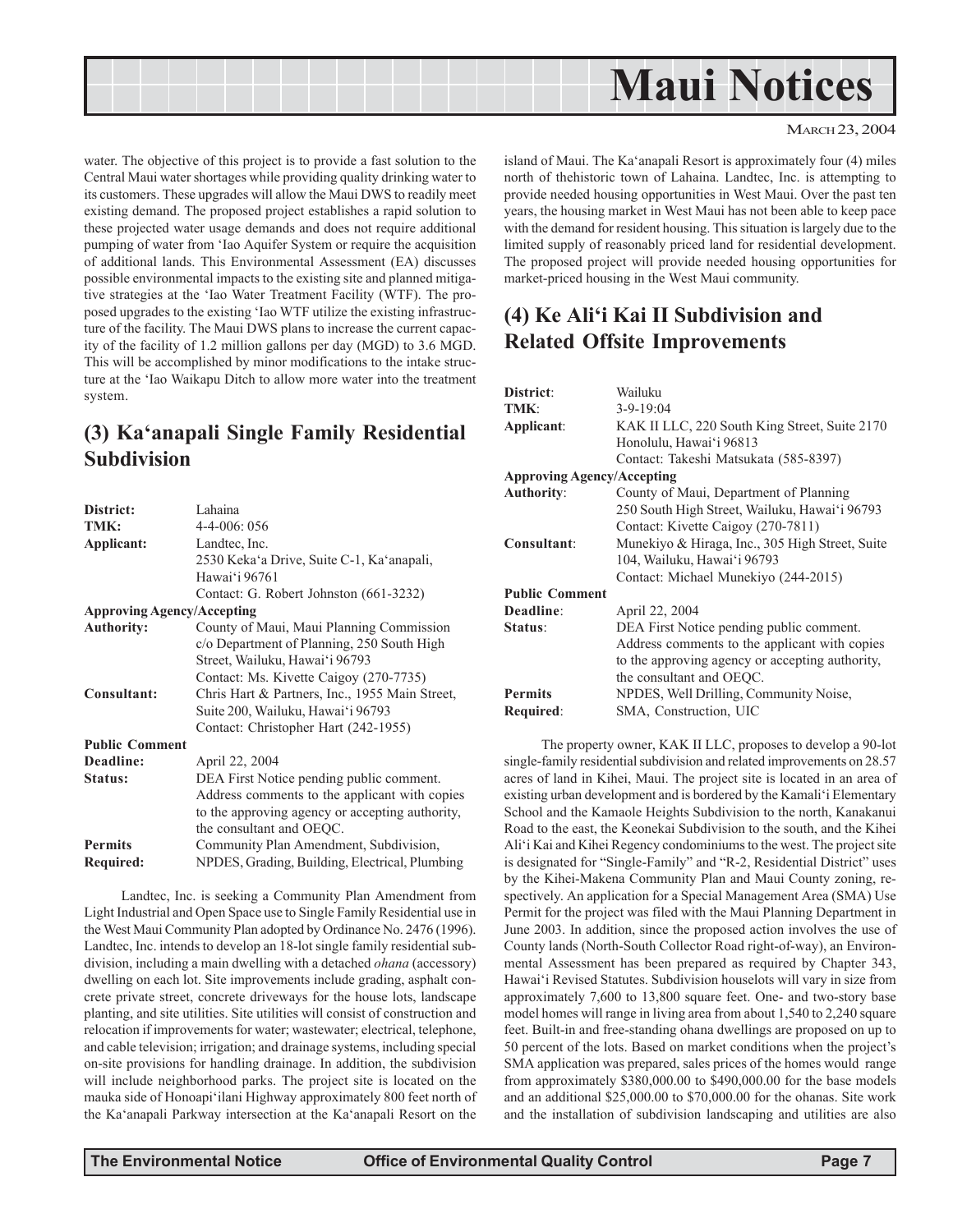water. The objective of this project is to provide a fast solution to the Central Maui water shortages while providing quality drinking water to its customers. These upgrades will allow the Maui DWS to readily meet existing demand. The proposed project establishes a rapid solution to these projected water usage demands and does not require additional pumping of water from ʻIao Aquifer System or require the acquisition of additional lands. This Environmental Assessment (EA) discusses possible environmental impacts to the existing site and planned mitigative strategies at the ʻIao Water Treatment Facility (WTF). The proposed upgrades to the existing ʻIao WTF utilize the existing infrastructure of the facility. The Maui DWS plans to increase the current capacity of the facility of 1.2 million gallons per day (MGD) to 3.6 MGD. This will be accomplished by minor modifications to the intake structure at the ʻIao Waikapu Ditch to allow more water into the treatment system.

## (3) Kaʻanapali Single Family Residential Subdivision

| | |
|---|---|
| **District:** | Lahaina |
| **TMK:** | 4-4-006: 056 |
| **Applicant:** | Landtec, Inc.<br>2530 Kekaʻa Drive, Suite C-1, Kaʻanapali, Hawaiʻi 96761<br>Contact: G. Robert Johnston (661-3232) |
| **Approving Agency/Accepting Authority:** | County of Maui, Maui Planning Commission c/o Department of Planning, 250 South High Street, Wailuku, Hawaiʻi 96793<br>Contact: Ms. Kivette Caigoy (270-7735) |
| **Consultant:** | Chris Hart & Partners, Inc., 1955 Main Street, Suite 200, Wailuku, Hawaiʻi 96793<br>Contact: Christopher Hart (242-1955) |
| **Public Comment Deadline:** | April 22, 2004 |
| **Status:** | DEA First Notice pending public comment. Address comments to the applicant with copies to the approving agency or accepting authority, the consultant and OEQC. |
| **Permits Required:** | Community Plan Amendment, Subdivision, NPDES, Grading, Building, Electrical, Plumbing |

Landtec, Inc. is seeking a Community Plan Amendment from Light Industrial and Open Space use to Single Family Residential use in the West Maui Community Plan adopted by Ordinance No. 2476 (1996). Landtec, Inc. intends to develop an 18-lot single family residential subdivision, including a main dwelling with a detached *ohana* (accessory) dwelling on each lot. Site improvements include grading, asphalt concrete private street, concrete driveways for the house lots, landscape planting, and site utilities. Site utilities will consist of construction and relocation if improvements for water; wastewater; electrical, telephone, and cable television; irrigation; and drainage systems, including special on-site provisions for handling drainage. In addition, the subdivision will include neighborhood parks. The project site is located on the mauka side of Honoapiʻilani Highway approximately 800 feet north of the Kaʻanapali Parkway intersection at the Kaʻanapali Resort on the island of Maui. The Kaʻanapali Resort is approximately four (4) miles north of thehistoric town of Lahaina. Landtec, Inc. is attempting to provide needed housing opportunities in West Maui. Over the past ten years, the housing market in West Maui has not been able to keep pace with the demand for resident housing. This situation is largely due to the limited supply of reasonably priced land for residential development. The proposed project will provide needed housing opportunities for market-priced housing in the West Maui community.

## (4) Ke Aliʻi Kai II Subdivision and Related Offsite Improvements

| | |
|---|---|
| **District**: | Wailuku |
| **TMK**: | 3-9-19:04 |
| **Applicant**: | KAK II LLC, 220 South King Street, Suite 2170 Honolulu, Hawaiʻi 96813<br>Contact: Takeshi Matsukata (585-8397) |
| **Approving Agency/Accepting Authority**: | County of Maui, Department of Planning 250 South High Street, Wailuku, Hawaiʻi 96793<br>Contact: Kivette Caigoy (270-7811) |
| **Consultant**: | Munekiyo & Hiraga, Inc., 305 High Street, Suite 104, Wailuku, Hawaiʻi 96793<br>Contact: Michael Munekiyo (244-2015) |
| **Public Comment Deadline**: | April 22, 2004 |
| **Status**: | DEA First Notice pending public comment. Address comments to the applicant with copies to the approving agency or accepting authority, the consultant and OEQC. |
| **Permits Required**: | NPDES, Well Drilling, Community Noise, SMA, Construction, UIC |

The property owner, KAK II LLC, proposes to develop a 90-lot single-family residential subdivision and related improvements on 28.57 acres of land in Kihei, Maui. The project site is located in an area of existing urban development and is bordered by the Kamaliʻi Elementary School and the Kamaole Heights Subdivision to the north, Kanakanui Road to the east, the Keonekai Subdivision to the south, and the Kihei Aliʻi Kai and Kihei Regency condominiums to the west. The project site is designated for "Single-Family" and "R-2, Residential District" uses by the Kihei-Makena Community Plan and Maui County zoning, respectively. An application for a Special Management Area (SMA) Use Permit for the project was filed with the Maui Planning Department in June 2003. In addition, since the proposed action involves the use of County lands (North-South Collector Road right-of-way), an Environmental Assessment has been prepared as required by Chapter 343, Hawaiʻi Revised Statutes. Subdivision houselots will vary in size from approximately 7,600 to 13,800 square feet. One- and two-story base model homes will range in living area from about 1,540 to 2,240 square feet. Built-in and free-standing ohana dwellings are proposed on up to 50 percent of the lots. Based on market conditions when the project's SMA application was prepared, sales prices of the homes would range from approximately $380,000.00 to $490,000.00 for the base models and an additional $25,000.00 to $70,000.00 for the ohanas. Site work and the installation of subdivision landscaping and utilities are also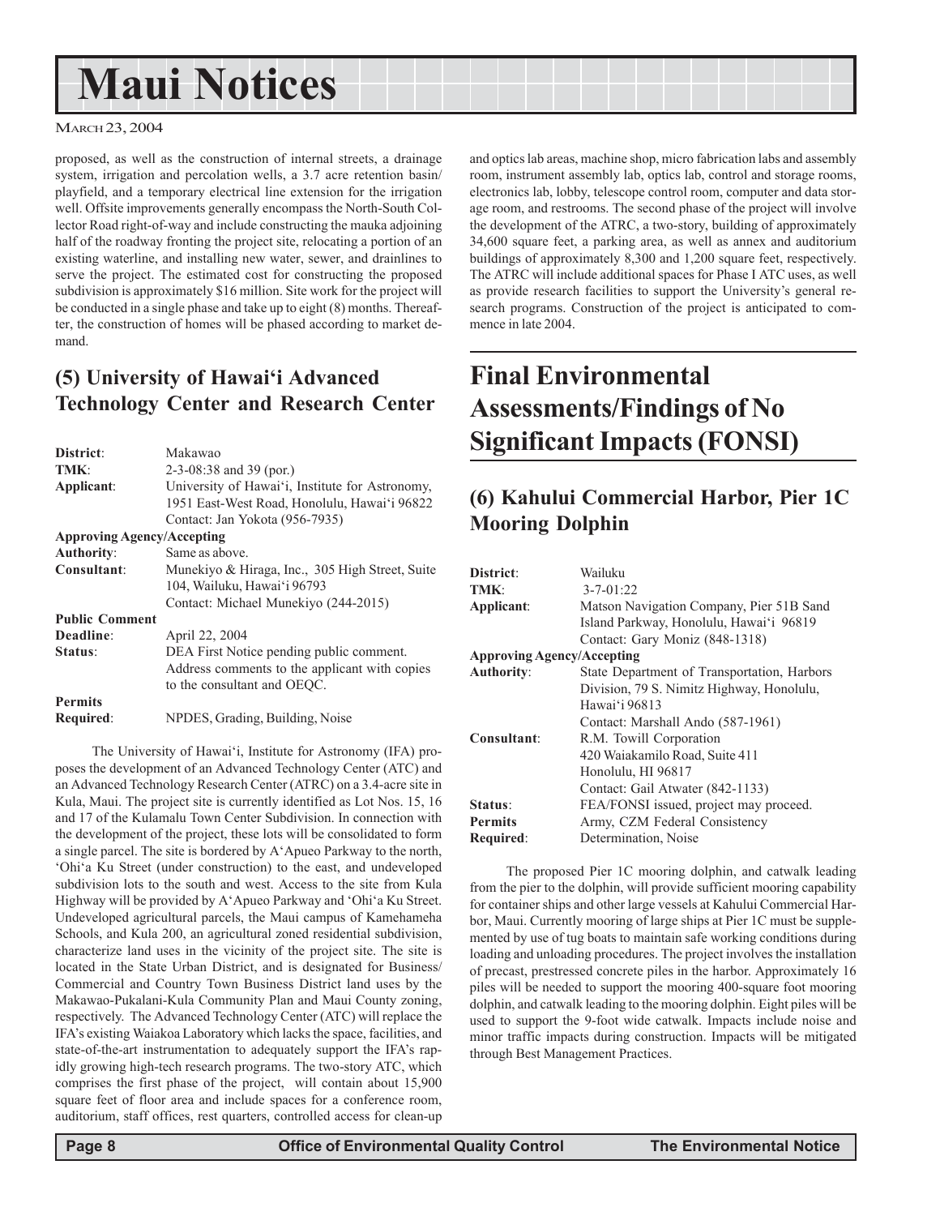proposed, as well as the construction of internal streets, a drainage system, irrigation and percolation wells, a 3.7 acre retention basin/ playfield, and a temporary electrical line extension for the irrigation well. Offsite improvements generally encompass the North-South Collector Road right-of-way and include constructing the mauka adjoining half of the roadway fronting the project site, relocating a portion of an existing waterline, and installing new water, sewer, and drainlines to serve the project. The estimated cost for constructing the proposed subdivision is approximately $16 million. Site work for the project will be conducted in a single phase and take up to eight (8) months. Thereafter, the construction of homes will be phased according to market demand.

## (5) University of Hawai'i Advanced Technology Center and Research Center

| | |
|---|---|
| **District**: | Makawao |
| **TMK**: | 2-3-08:38 and 39 (por.) |
| **Applicant**: | University of Hawai'i, Institute for Astronomy, 1951 East-West Road, Honolulu, Hawai'i 96822 Contact: Jan Yokota (956-7935) |
| **Approving Agency/Accepting Authority**: | Same as above. |
| **Consultant**: | Munekiyo & Hiraga, Inc., 305 High Street, Suite 104, Wailuku, Hawai'i 96793 Contact: Michael Munekiyo (244-2015) |
| **Public Comment Deadline**: | April 22, 2004 |
| **Status**: | DEA First Notice pending public comment. Address comments to the applicant with copies to the consultant and OEQC. |
| **Permits Required**: | NPDES, Grading, Building, Noise |

The University of Hawai'i, Institute for Astronomy (IFA) proposes the development of an Advanced Technology Center (ATC) and an Advanced Technology Research Center (ATRC) on a 3.4-acre site in Kula, Maui. The project site is currently identified as Lot Nos. 15, 16 and 17 of the Kulamalu Town Center Subdivision. In connection with the development of the project, these lots will be consolidated to form a single parcel. The site is bordered by A'Apueo Parkway to the north, 'Ohi'a Ku Street (under construction) to the east, and undeveloped subdivision lots to the south and west. Access to the site from Kula Highway will be provided by A'Apueo Parkway and 'Ohi'a Ku Street. Undeveloped agricultural parcels, the Maui campus of Kamehameha Schools, and Kula 200, an agricultural zoned residential subdivision, characterize land uses in the vicinity of the project site. The site is located in the State Urban District, and is designated for Business/ Commercial and Country Town Business District land uses by the Makawao-Pukalani-Kula Community Plan and Maui County zoning, respectively. The Advanced Technology Center (ATC) will replace the IFA's existing Waiakoa Laboratory which lacks the space, facilities, and state-of-the-art instrumentation to adequately support the IFA's rapidly growing high-tech research programs. The two-story ATC, which comprises the first phase of the project, will contain about 15,900 square feet of floor area and include spaces for a conference room, auditorium, staff offices, rest quarters, controlled access for clean-up and optics lab areas, machine shop, micro fabrication labs and assembly room, instrument assembly lab, optics lab, control and storage rooms, electronics lab, lobby, telescope control room, computer and data storage room, and restrooms. The second phase of the project will involve the development of the ATRC, a two-story, building of approximately 34,600 square feet, a parking area, as well as annex and auditorium buildings of approximately 8,300 and 1,200 square feet, respectively. The ATRC will include additional spaces for Phase I ATC uses, as well as provide research facilities to support the University's general research programs. Construction of the project is anticipated to commence in late 2004.

# Final Environmental Assessments/Findings of No Significant Impacts (FONSI)

## (6) Kahului Commercial Harbor, Pier 1C Mooring Dolphin

| | |
|---|---|
| **District**: | Wailuku |
| **TMK**: | 3-7-01:22 |
| **Applicant**: | Matson Navigation Company, Pier 51B Sand Island Parkway, Honolulu, Hawai'i 96819 Contact: Gary Moniz (848-1318) |
| **Approving Agency/Accepting Authority**: | State Department of Transportation, Harbors Division, 79 S. Nimitz Highway, Honolulu, Hawai'i 96813 Contact: Marshall Ando (587-1961) |
| **Consultant**: | R.M. Towill Corporation 420 Waiakamilo Road, Suite 411 Honolulu, HI 96817 Contact: Gail Atwater (842-1133) |
| **Status**: | FEA/FONSI issued, project may proceed. |
| **Permits Required**: | Army, CZM Federal Consistency Determination, Noise |

The proposed Pier 1C mooring dolphin, and catwalk leading from the pier to the dolphin, will provide sufficient mooring capability for container ships and other large vessels at Kahului Commercial Harbor, Maui. Currently mooring of large ships at Pier 1C must be supplemented by use of tug boats to maintain safe working conditions during loading and unloading procedures. The project involves the installation of precast, prestressed concrete piles in the harbor. Approximately 16 piles will be needed to support the mooring 400-square foot mooring dolphin, and catwalk leading to the mooring dolphin. Eight piles will be used to support the 9-foot wide catwalk. Impacts include noise and minor traffic impacts during construction. Impacts will be mitigated through Best Management Practices.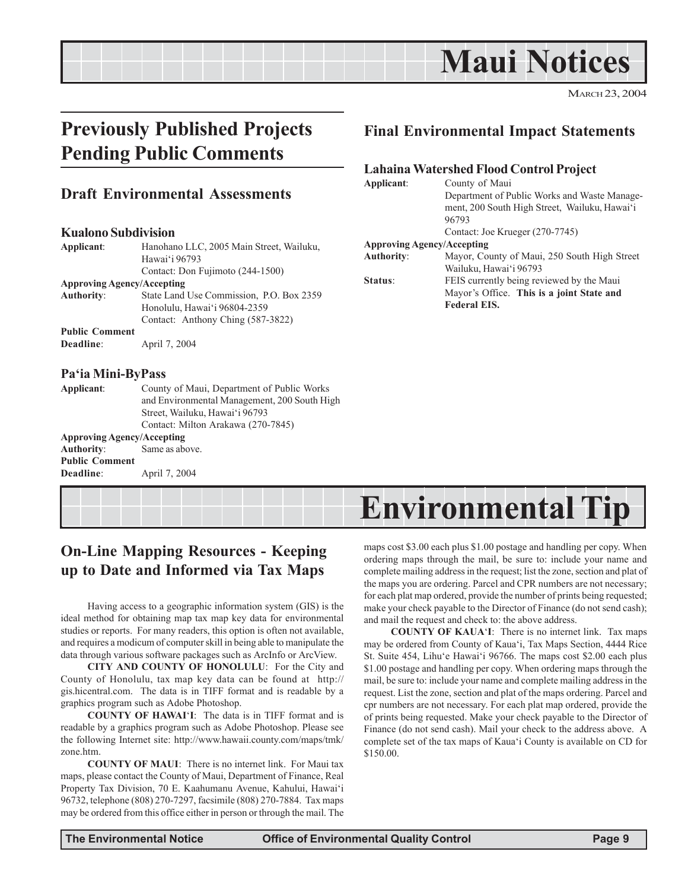# Maui Notices

MARCH 23, 2004

## Previously Published Projects Pending Public Comments

### Draft Environmental Assessments

#### Kualono Subdivision

**Applicant**: Hanohano LLC, 2005 Main Street, Wailuku, Hawai'i 96793
Contact: Don Fujimoto (244-1500)

**Approving Agency/Accepting Authority**: State Land Use Commission, P.O. Box 2359 Honolulu, Hawai'i 96804-2359
Contact: Anthony Ching (587-3822)

**Public Comment Deadline**: April 7, 2004

#### Pa'ia Mini-ByPass

**Applicant**: County of Maui, Department of Public Works and Environmental Management, 200 South High Street, Wailuku, Hawai'i 96793
Contact: Milton Arakawa (270-7845)

**Approving Agency/Accepting Authority**: Same as above.

**Public Comment Deadline**: April 7, 2004

### Final Environmental Impact Statements

#### Lahaina Watershed Flood Control Project

**Applicant**: County of Maui
Department of Public Works and Waste Management, 200 South High Street, Wailuku, Hawai'i 96793
Contact: Joe Krueger (270-7745)

**Approving Agency/Accepting Authority**: Mayor, County of Maui, 250 South High Street Wailuku, Hawai'i 96793

**Status**: FEIS currently being reviewed by the Maui Mayor's Office. **This is a joint State and Federal EIS.**

# Environmental Tip

## On-Line Mapping Resources - Keeping up to Date and Informed via Tax Maps

Having access to a geographic information system (GIS) is the ideal method for obtaining map tax map key data for environmental studies or reports. For many readers, this option is often not available, and requires a modicum of computer skill in being able to manipulate the data through various software packages such as ArcInfo or ArcView.

**CITY AND COUNTY OF HONOLULU**: For the City and County of Honolulu, tax map key data can be found at http://gis.hicentral.com. The data is in TIFF format and is readable by a graphics program such as Adobe Photoshop.

**COUNTY OF HAWAI'I**: The data is in TIFF format and is readable by a graphics program such as Adobe Photoshop. Please see the following Internet site: http://www.hawaii.county.com/maps/tmk/zone.htm.

**COUNTY OF MAUI**: There is no internet link. For Maui tax maps, please contact the County of Maui, Department of Finance, Real Property Tax Division, 70 E. Kaahumanu Avenue, Kahului, Hawai'i 96732, telephone (808) 270-7297, facsimile (808) 270-7884. Tax maps may be ordered from this office either in person or through the mail. The maps cost $3.00 each plus $1.00 postage and handling per copy. When ordering maps through the mail, be sure to: include your name and complete mailing address in the request; list the zone, section and plat of the maps you are ordering. Parcel and CPR numbers are not necessary; for each plat map ordered, provide the number of prints being requested; make your check payable to the Director of Finance (do not send cash); and mail the request and check to: the above address.

**COUNTY OF KAUA'I**: There is no internet link. Tax maps may be ordered from County of Kaua'i, Tax Maps Section, 4444 Rice St. Suite 454, Lihu'e Hawai'i 96766. The maps cost $2.00 each plus $1.00 postage and handling per copy. When ordering maps through the mail, be sure to: include your name and complete mailing address in the request. List the zone, section and plat of the maps ordering. Parcel and cpr numbers are not necessary. For each plat map ordered, provide the of prints being requested. Make your check payable to the Director of Finance (do not send cash). Mail your check to the address above. A complete set of the tax maps of Kaua'i County is available on CD for $150.00.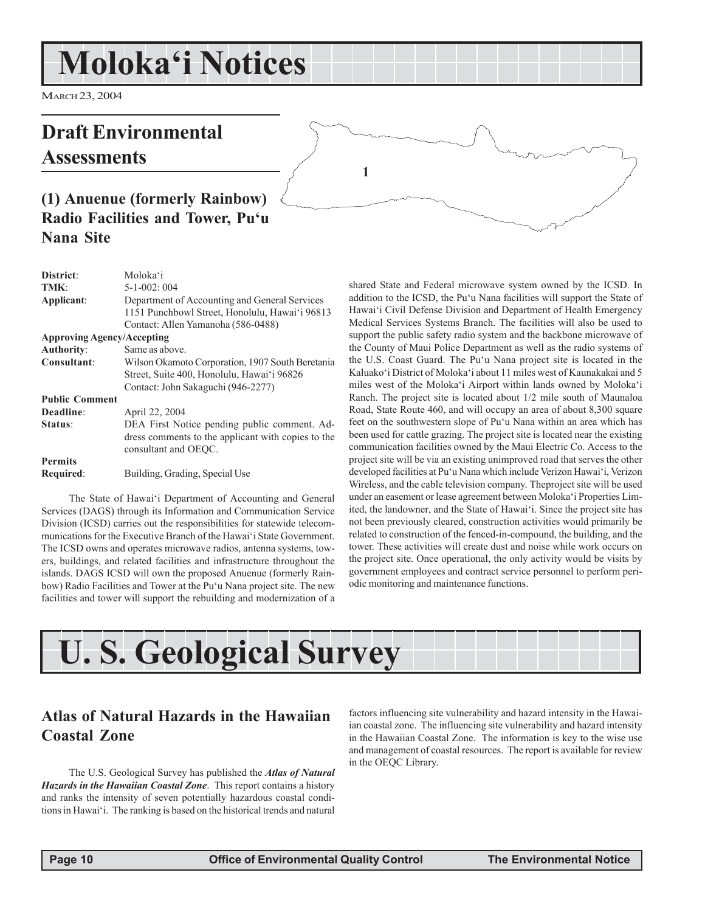# Moloka'i Notices

MARCH 23, 2004

## Draft Environmental Assessments

### (1) Anuenue (formerly Rainbow) Radio Facilities and Tower, Pu'u Nana Site

| | |
|---|---|
| **District**: | Moloka'i |
| **TMK**: | 5-1-002: 004 |
| **Applicant**: | Department of Accounting and General Services<br>1151 Punchbowl Street, Honolulu, Hawai'i 96813<br>Contact: Allen Yamanoha (586-0488) |
| **Approving Agency/Accepting Authority**: | Same as above. |
| **Consultant**: | Wilson Okamoto Corporation, 1907 South Beretania Street, Suite 400, Honolulu, Hawai'i 96826<br>Contact: John Sakaguchi (946-2277) |
| **Public Comment Deadline**: | April 22, 2004 |
| **Status**: | DEA First Notice pending public comment. Address comments to the applicant with copies to the consultant and OEQC. |
| **Permits Required**: | Building, Grading, Special Use |

The State of Hawai'i Department of Accounting and General Services (DAGS) through its Information and Communication Service Division (ICSD) carries out the responsibilities for statewide telecommunications for the Executive Branch of the Hawai'i State Government. The ICSD owns and operates microwave radios, antenna systems, towers, buildings, and related facilities and infrastructure throughout the islands. DAGS ICSD will own the proposed Anuenue (formerly Rainbow) Radio Facilities and Tower at the Pu'u Nana project site. The new facilities and tower will support the rebuilding and modernization of a shared State and Federal microwave system owned by the ICSD. In addition to the ICSD, the Pu'u Nana facilities will support the State of Hawai'i Civil Defense Division and Department of Health Emergency Medical Services Systems Branch. The facilities will also be used to support the public safety radio system and the backbone microwave of the County of Maui Police Department as well as the radio systems of the U.S. Coast Guard. The Pu'u Nana project site is located in the Kaluako'i District of Moloka'i about 11 miles west of Kaunakakai and 5 miles west of the Moloka'i Airport within lands owned by Moloka'i Ranch. The project site is located about 1/2 mile south of Maunaloa Road, State Route 460, and will occupy an area of about 8,300 square feet on the southwestern slope of Pu'u Nana within an area which has been used for cattle grazing. The project site is located near the existing communication facilities owned by the Maui Electric Co. Access to the project site will be via an existing unimproved road that serves the other developed facilities at Pu'u Nana which include Verizon Hawai'i, Verizon Wireless, and the cable television company. Theproject site will be used under an easement or lease agreement between Moloka'i Properties Limited, the landowner, and the State of Hawai'i. Since the project site has not been previously cleared, construction activities would primarily be related to construction of the fenced-in-compound, the building, and the tower. These activities will create dust and noise while work occurs on the project site. Once operational, the only activity would be visits by government employees and contract service personnel to perform periodic monitoring and maintenance functions.

# U. S. Geological Survey

### Atlas of Natural Hazards in the Hawaiian Coastal Zone

The U.S. Geological Survey has published the ***Atlas of Natural Hazards in the Hawaiian Coastal Zone***. This report contains a history and ranks the intensity of seven potentially hazardous coastal conditions in Hawai'i. The ranking is based on the historical trends and natural factors influencing site vulnerability and hazard intensity in the Hawaiian coastal zone. The influencing site vulnerability and hazard intensity in the Hawaiian Coastal Zone. The information is key to the wise use and management of coastal resources. The report is available for review in the OEQC Library.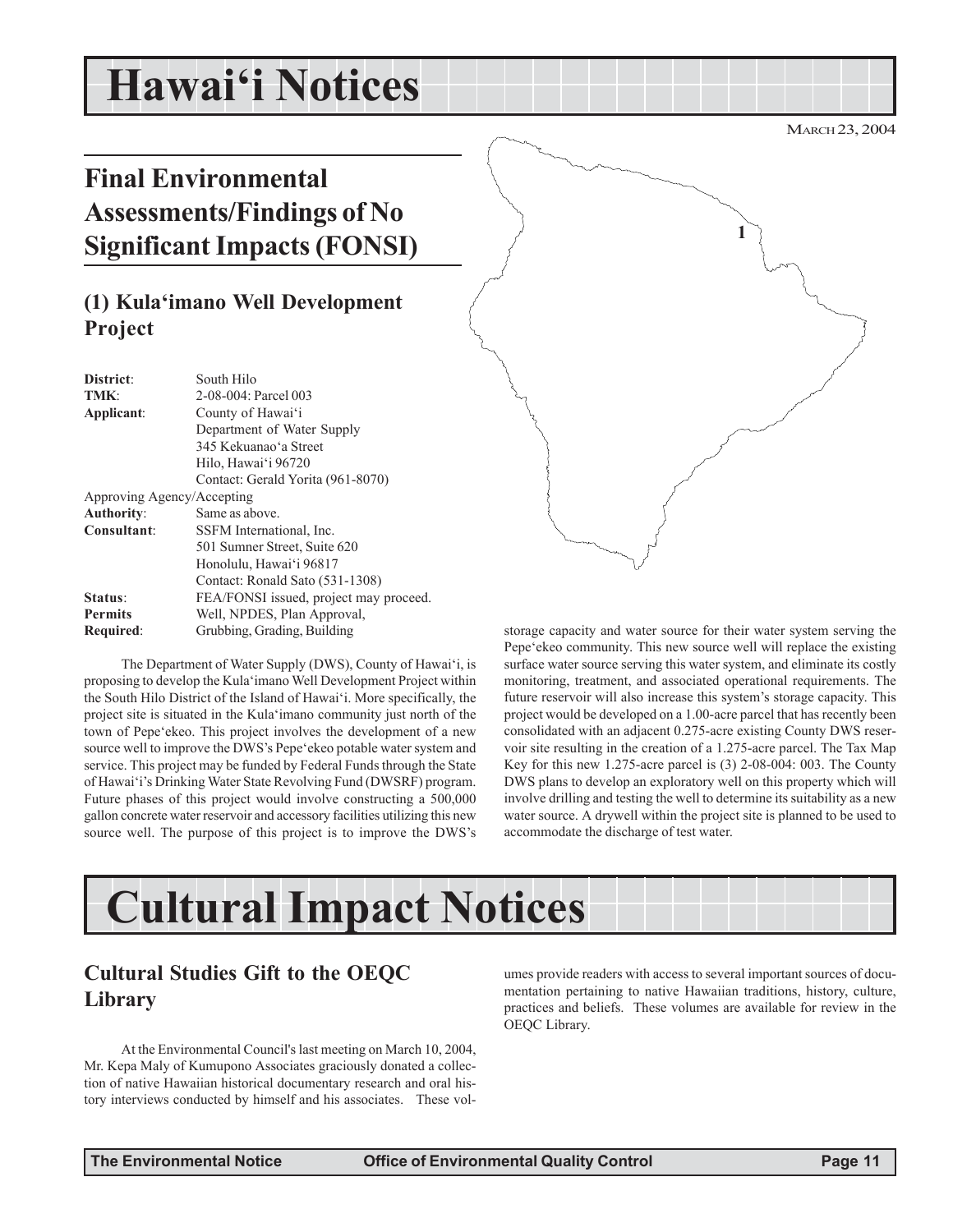# Hawai'i Notices

MARCH 23, 2004

## Final Environmental Assessments/Findings of No Significant Impacts (FONSI)

### (1) Kula'imano Well Development Project

| | |
|---|---|
| **District**: | South Hilo |
| **TMK**: | 2-08-004: Parcel 003 |
| **Applicant**: | County of Hawai'i<br>Department of Water Supply<br>345 Kekuanao'a Street<br>Hilo, Hawai'i 96720<br>Contact: Gerald Yorita (961-8070) |
| Approving Agency/Accepting **Authority**: | Same as above. |
| **Consultant**: | SSFM International, Inc.<br>501 Sumner Street, Suite 620<br>Honolulu, Hawai'i 96817<br>Contact: Ronald Sato (531-1308) |
| **Status**: | FEA/FONSI issued, project may proceed. |
| **Permits Required**: | Well, NPDES, Plan Approval, Grubbing, Grading, Building |

The Department of Water Supply (DWS), County of Hawai'i, is proposing to develop the Kula'imano Well Development Project within the South Hilo District of the Island of Hawai'i. More specifically, the project site is situated in the Kula'imano community just north of the town of Pepe'ekeo. This project involves the development of a new source well to improve the DWS's Pepe'ekeo potable water system and service. This project may be funded by Federal Funds through the State of Hawai'i's Drinking Water State Revolving Fund (DWSRF) program. Future phases of this project would involve constructing a 500,000 gallon concrete water reservoir and accessory facilities utilizing this new source well. The purpose of this project is to improve the DWS's storage capacity and water source for their water system serving the Pepe'ekeo community. This new source well will replace the existing surface water source serving this water system, and eliminate its costly monitoring, treatment, and associated operational requirements. The future reservoir will also increase this system's storage capacity. This project would be developed on a 1.00-acre parcel that has recently been consolidated with an adjacent 0.275-acre existing County DWS reservoir site resulting in the creation of a 1.275-acre parcel. The Tax Map Key for this new 1.275-acre parcel is (3) 2-08-004: 003. The County DWS plans to develop an exploratory well on this property which will involve drilling and testing the well to determine its suitability as a new water source. A drywell within the project site is planned to be used to accommodate the discharge of test water.

# Cultural Impact Notices

### Cultural Studies Gift to the OEQC Library

At the Environmental Council's last meeting on March 10, 2004, Mr. Kepa Maly of Kumupono Associates graciously donated a collection of native Hawaiian historical documentary research and oral history interviews conducted by himself and his associates. These volumes provide readers with access to several important sources of documentation pertaining to native Hawaiian traditions, history, culture, practices and beliefs. These volumes are available for review in the OEQC Library.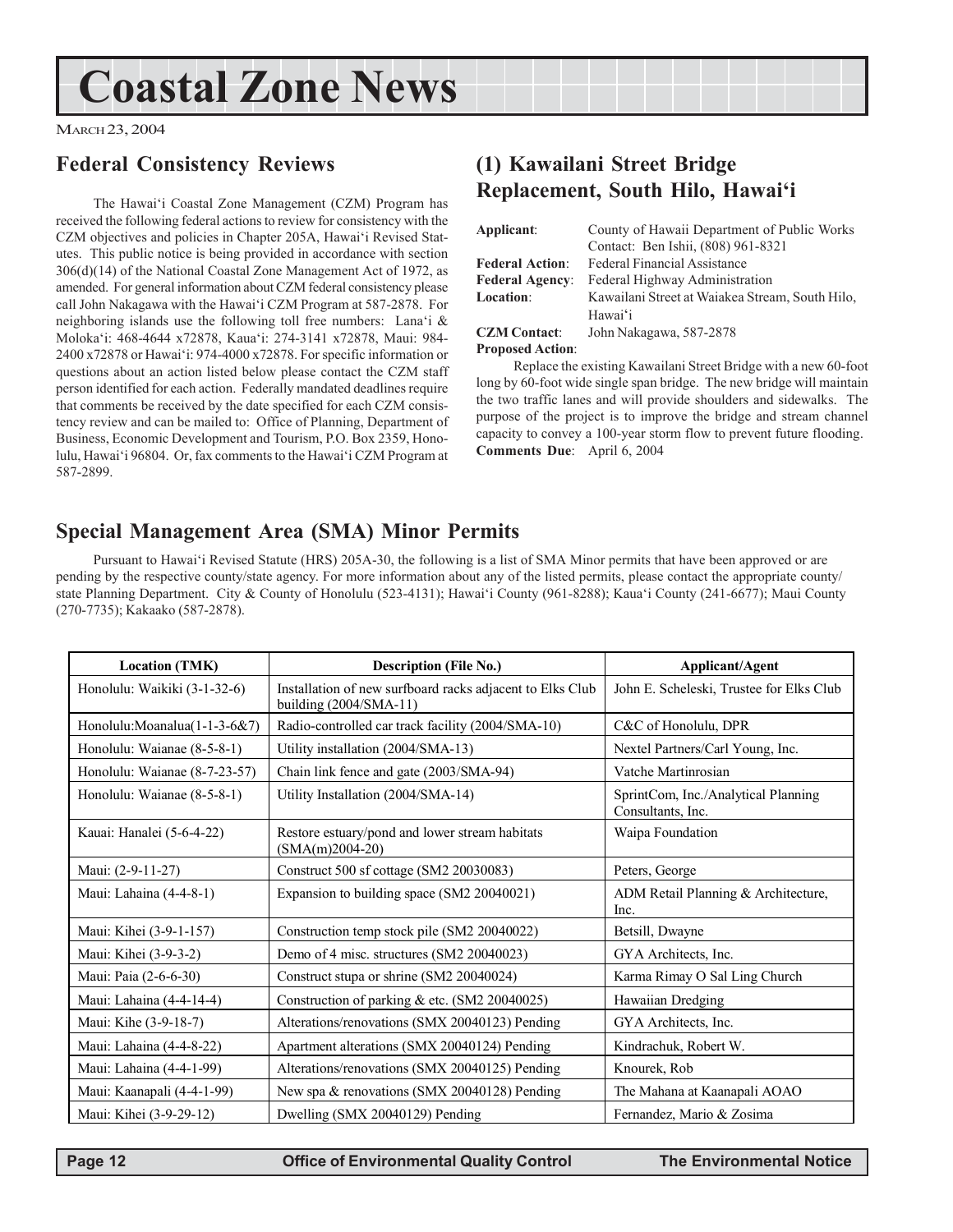# Coastal Zone News

MARCH 23, 2004

## Federal Consistency Reviews

The Hawai'i Coastal Zone Management (CZM) Program has received the following federal actions to review for consistency with the CZM objectives and policies in Chapter 205A, Hawai'i Revised Statutes. This public notice is being provided in accordance with section 306(d)(14) of the National Coastal Zone Management Act of 1972, as amended. For general information about CZM federal consistency please call John Nakagawa with the Hawai'i CZM Program at 587-2878. For neighboring islands use the following toll free numbers: Lana'i & Moloka'i: 468-4644 x72878, Kaua'i: 274-3141 x72878, Maui: 984-2400 x72878 or Hawai'i: 974-4000 x72878. For specific information or questions about an action listed below please contact the CZM staff person identified for each action. Federally mandated deadlines require that comments be received by the date specified for each CZM consistency review and can be mailed to: Office of Planning, Department of Business, Economic Development and Tourism, P.O. Box 2359, Honolulu, Hawai'i 96804. Or, fax comments to the Hawai'i CZM Program at 587-2899.

## (1) Kawailani Street Bridge Replacement, South Hilo, Hawai'i

**Applicant**: County of Hawaii Department of Public Works
Contact: Ben Ishii, (808) 961-8321
**Federal Action**: Federal Financial Assistance
**Federal Agency**: Federal Highway Administration
**Location**: Kawailani Street at Waiakea Stream, South Hilo, Hawai'i
**CZM Contact**: John Nakagawa, 587-2878
**Proposed Action**:

Replace the existing Kawailani Street Bridge with a new 60-foot long by 60-foot wide single span bridge. The new bridge will maintain the two traffic lanes and will provide shoulders and sidewalks. The purpose of the project is to improve the bridge and stream channel capacity to convey a 100-year storm flow to prevent future flooding.
**Comments Due**: April 6, 2004

## Special Management Area (SMA) Minor Permits

Pursuant to Hawai'i Revised Statute (HRS) 205A-30, the following is a list of SMA Minor permits that have been approved or are pending by the respective county/state agency. For more information about any of the listed permits, please contact the appropriate county/state Planning Department. City & County of Honolulu (523-4131); Hawai'i County (961-8288); Kaua'i County (241-6677); Maui County (270-7735); Kakaako (587-2878).

| Location (TMK) | Description (File No.) | Applicant/Agent |
|---|---|---|
| Honolulu: Waikiki (3-1-32-6) | Installation of new surfboard racks adjacent to Elks Club building (2004/SMA-11) | John E. Scheleski, Trustee for Elks Club |
| Honolulu:Moanalua(1-1-3-6&7) | Radio-controlled car track facility (2004/SMA-10) | C&C of Honolulu, DPR |
| Honolulu: Waianae (8-5-8-1) | Utility installation (2004/SMA-13) | Nextel Partners/Carl Young, Inc. |
| Honolulu: Waianae (8-7-23-57) | Chain link fence and gate (2003/SMA-94) | Vatche Martinrosian |
| Honolulu: Waianae (8-5-8-1) | Utility Installation (2004/SMA-14) | SprintCom, Inc./Analytical Planning Consultants, Inc. |
| Kauai: Hanalei (5-6-4-22) | Restore estuary/pond and lower stream habitats (SMA(m)2004-20) | Waipa Foundation |
| Maui: (2-9-11-27) | Construct 500 sf cottage (SM2 20030083) | Peters, George |
| Maui: Lahaina (4-4-8-1) | Expansion to building space (SM2 20040021) | ADM Retail Planning & Architecture, Inc. |
| Maui: Kihei (3-9-1-157) | Construction temp stock pile (SM2 20040022) | Betsill, Dwayne |
| Maui: Kihei (3-9-3-2) | Demo of 4 misc. structures (SM2 20040023) | GYA Architects, Inc. |
| Maui: Paia (2-6-6-30) | Construct stupa or shrine (SM2 20040024) | Karma Rimay O Sal Ling Church |
| Maui: Lahaina (4-4-14-4) | Construction of parking & etc. (SM2 20040025) | Hawaiian Dredging |
| Maui: Kihe (3-9-18-7) | Alterations/renovations (SMX 20040123) Pending | GYA Architects, Inc. |
| Maui: Lahaina (4-4-8-22) | Apartment alterations (SMX 20040124) Pending | Kindrachuk, Robert W. |
| Maui: Lahaina (4-4-1-99) | Alterations/renovations (SMX 20040125) Pending | Knourek, Rob |
| Maui: Kaanapali (4-4-1-99) | New spa & renovations (SMX 20040128) Pending | The Mahana at Kaanapali AOAO |
| Maui: Kihei (3-9-29-12) | Dwelling (SMX 20040129) Pending | Fernandez, Mario & Zosima |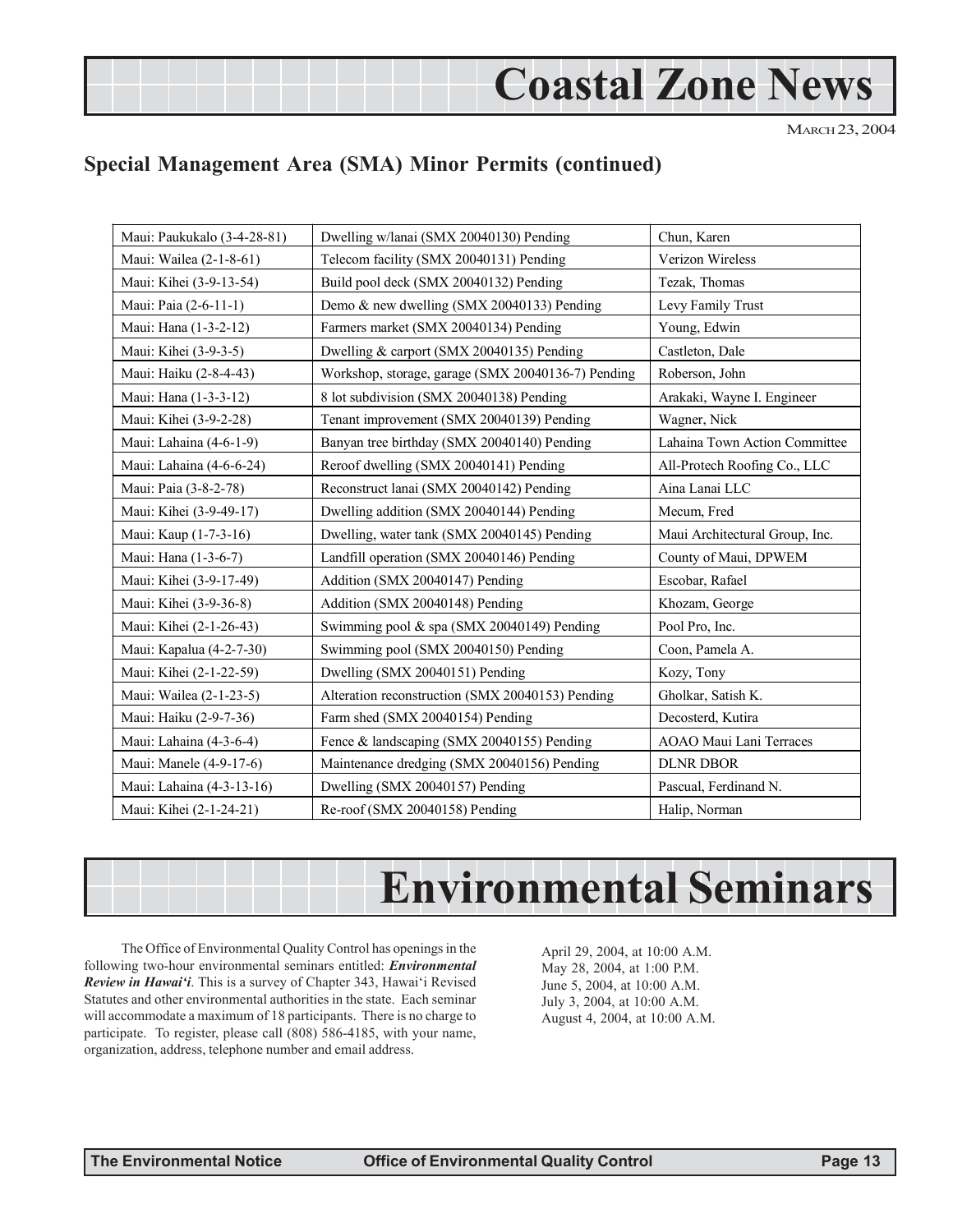# Coastal Zone News

MARCH 23, 2004

## Special Management Area (SMA) Minor Permits (continued)

| | | |
|---|---|---|
| Maui: Paukukalo (3-4-28-81) | Dwelling w/lanai (SMX 20040130) Pending | Chun, Karen |
| Maui: Wailea (2-1-8-61) | Telecom facility (SMX 20040131) Pending | Verizon Wireless |
| Maui: Kihei (3-9-13-54) | Build pool deck (SMX 20040132) Pending | Tezak, Thomas |
| Maui: Paia (2-6-11-1) | Demo & new dwelling (SMX 20040133) Pending | Levy Family Trust |
| Maui: Hana (1-3-2-12) | Farmers market (SMX 20040134) Pending | Young, Edwin |
| Maui: Kihei (3-9-3-5) | Dwelling & carport (SMX 20040135) Pending | Castleton, Dale |
| Maui: Haiku (2-8-4-43) | Workshop, storage, garage (SMX 20040136-7) Pending | Roberson, John |
| Maui: Hana (1-3-3-12) | 8 lot subdivision (SMX 20040138) Pending | Arakaki, Wayne I. Engineer |
| Maui: Kihei (3-9-2-28) | Tenant improvement (SMX 20040139) Pending | Wagner, Nick |
| Maui: Lahaina (4-6-1-9) | Banyan tree birthday (SMX 20040140) Pending | Lahaina Town Action Committee |
| Maui: Lahaina (4-6-6-24) | Reroof dwelling (SMX 20040141) Pending | All-Protech Roofing Co., LLC |
| Maui: Paia (3-8-2-78) | Reconstruct lanai (SMX 20040142) Pending | Aina Lanai LLC |
| Maui: Kihei (3-9-49-17) | Dwelling addition (SMX 20040144) Pending | Mecum, Fred |
| Maui: Kaup (1-7-3-16) | Dwelling, water tank (SMX 20040145) Pending | Maui Architectural Group, Inc. |
| Maui: Hana (1-3-6-7) | Landfill operation (SMX 20040146) Pending | County of Maui, DPWEM |
| Maui: Kihei (3-9-17-49) | Addition (SMX 20040147) Pending | Escobar, Rafael |
| Maui: Kihei (3-9-36-8) | Addition (SMX 20040148) Pending | Khozam, George |
| Maui: Kihei (2-1-26-43) | Swimming pool & spa (SMX 20040149) Pending | Pool Pro, Inc. |
| Maui: Kapalua (4-2-7-30) | Swimming pool (SMX 20040150) Pending | Coon, Pamela A. |
| Maui: Kihei (2-1-22-59) | Dwelling (SMX 20040151) Pending | Kozy, Tony |
| Maui: Wailea (2-1-23-5) | Alteration reconstruction (SMX 20040153) Pending | Gholkar, Satish K. |
| Maui: Haiku (2-9-7-36) | Farm shed (SMX 20040154) Pending | Decosterd, Kutira |
| Maui: Lahaina (4-3-6-4) | Fence & landscaping (SMX 20040155) Pending | AOAO Maui Lani Terraces |
| Maui: Manele (4-9-17-6) | Maintenance dredging (SMX 20040156) Pending | DLNR DBOR |
| Maui: Lahaina (4-3-13-16) | Dwelling (SMX 20040157) Pending | Pascual, Ferdinand N. |
| Maui: Kihei (2-1-24-21) | Re-roof (SMX 20040158) Pending | Halip, Norman |

# Environmental Seminars

The Office of Environmental Quality Control has openings in the following two-hour environmental seminars entitled: ***Environmental Review in Hawai'i***. This is a survey of Chapter 343, Hawai'i Revised Statutes and other environmental authorities in the state. Each seminar will accommodate a maximum of 18 participants. There is no charge to participate. To register, please call (808) 586-4185, with your name, organization, address, telephone number and email address.

April 29, 2004, at 10:00 A.M.
May 28, 2004, at 1:00 P.M.
June 5, 2004, at 10:00 A.M.
July 3, 2004, at 10:00 A.M.
August 4, 2004, at 10:00 A.M.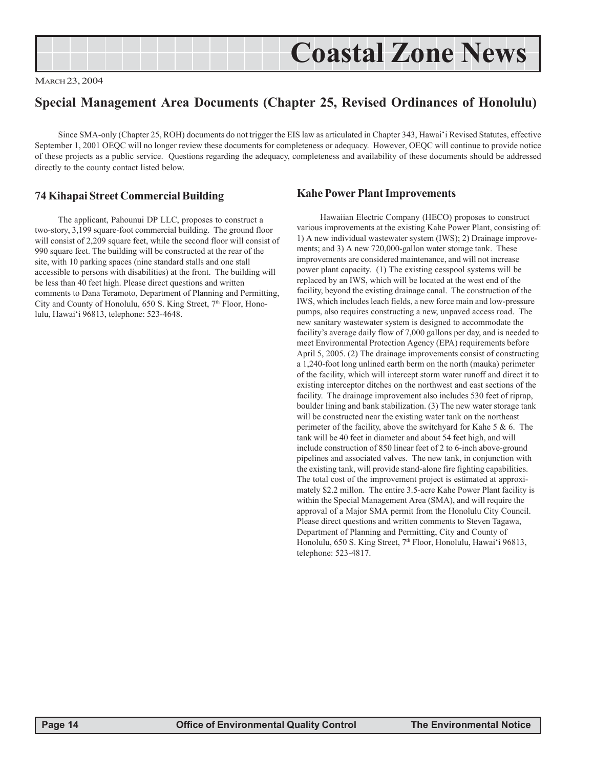# Coastal Zone News

March 23, 2004

## Special Management Area Documents (Chapter 25, Revised Ordinances of Honolulu)

Since SMA-only (Chapter 25, ROH) documents do not trigger the EIS law as articulated in Chapter 343, Hawai'i Revised Statutes, effective September 1, 2001 OEQC will no longer review these documents for completeness or adequacy. However, OEQC will continue to provide notice of these projects as a public service. Questions regarding the adequacy, completeness and availability of these documents should be addressed directly to the county contact listed below.

### 74 Kihapai Street Commercial Building

The applicant, Pahounui DP LLC, proposes to construct a two-story, 3,199 square-foot commercial building. The ground floor will consist of 2,209 square feet, while the second floor will consist of 990 square feet. The building will be constructed at the rear of the site, with 10 parking spaces (nine standard stalls and one stall accessible to persons with disabilities) at the front. The building will be less than 40 feet high. Please direct questions and written comments to Dana Teramoto, Department of Planning and Permitting, City and County of Honolulu, 650 S. King Street, 7th Floor, Honolulu, Hawai'i 96813, telephone: 523-4648.

### Kahe Power Plant Improvements

Hawaiian Electric Company (HECO) proposes to construct various improvements at the existing Kahe Power Plant, consisting of: 1) A new individual wastewater system (IWS); 2) Drainage improvements; and 3) A new 720,000-gallon water storage tank. These improvements are considered maintenance, and will not increase power plant capacity. (1) The existing cesspool systems will be replaced by an IWS, which will be located at the west end of the facility, beyond the existing drainage canal. The construction of the IWS, which includes leach fields, a new force main and low-pressure pumps, also requires constructing a new, unpaved access road. The new sanitary wastewater system is designed to accommodate the facility's average daily flow of 7,000 gallons per day, and is needed to meet Environmental Protection Agency (EPA) requirements before April 5, 2005. (2) The drainage improvements consist of constructing a 1,240-foot long unlined earth berm on the north (mauka) perimeter of the facility, which will intercept storm water runoff and direct it to existing interceptor ditches on the northwest and east sections of the facility. The drainage improvement also includes 530 feet of riprap, boulder lining and bank stabilization. (3) The new water storage tank will be constructed near the existing water tank on the northeast perimeter of the facility, above the switchyard for Kahe 5 & 6. The tank will be 40 feet in diameter and about 54 feet high, and will include construction of 850 linear feet of 2 to 6-inch above-ground pipelines and associated valves. The new tank, in conjunction with the existing tank, will provide stand-alone fire fighting capabilities. The total cost of the improvement project is estimated at approximately $2.2 millon. The entire 3.5-acre Kahe Power Plant facility is within the Special Management Area (SMA), and will require the approval of a Major SMA permit from the Honolulu City Council. Please direct questions and written comments to Steven Tagawa, Department of Planning and Permitting, City and County of Honolulu, 650 S. King Street, 7th Floor, Honolulu, Hawai'i 96813, telephone: 523-4817.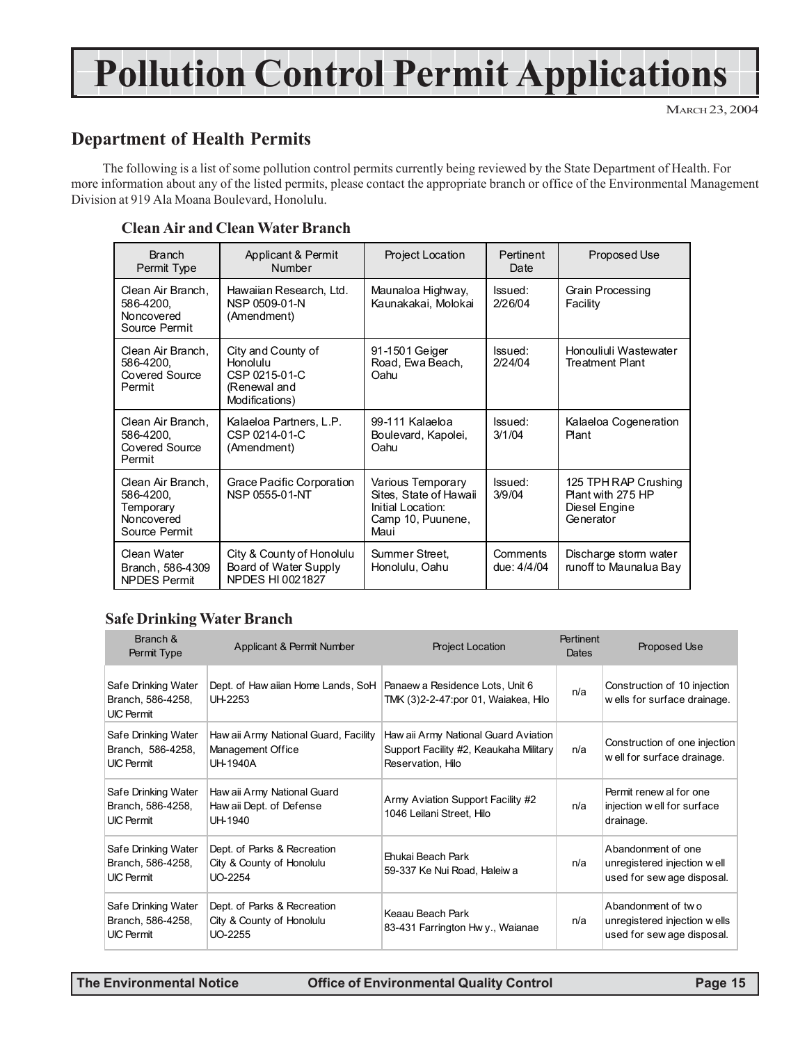# Pollution Control Permit Applications

MARCH 23, 2004

## Department of Health Permits

The following is a list of some pollution control permits currently being reviewed by the State Department of Health. For more information about any of the listed permits, please contact the appropriate branch or office of the Environmental Management Division at 919 Ala Moana Boulevard, Honolulu.

### Clean Air and Clean Water Branch

| Branch Permit Type | Applicant & Permit Number | Project Location | Pertinent Date | Proposed Use |
|---|---|---|---|---|
| Clean Air Branch, 586-4200, Noncovered Source Permit | Hawaiian Research, Ltd. NSP 0509-01-N (Amendment) | Maunaloa Highway, Kaunakakai, Molokai | Issued: 2/26/04 | Grain Processing Facility |
| Clean Air Branch, 586-4200, Covered Source Permit | City and County of Honolulu CSP 0215-01-C (Renewal and Modifications) | 91-1501 Geiger Road, Ewa Beach, Oahu | Issued: 2/24/04 | Honouliuli Wastewater Treatment Plant |
| Clean Air Branch, 586-4200, Covered Source Permit | Kalaeloa Partners, L.P. CSP 0214-01-C (Amendment) | 99-111 Kalaeloa Boulevard, Kapolei, Oahu | Issued: 3/1/04 | Kalaeloa Cogeneration Plant |
| Clean Air Branch, 586-4200, Temporary Noncovered Source Permit | Grace Pacific Corporation NSP 0555-01-NT | Various Temporary Sites, State of Hawaii Initial Location: Camp 10, Puunene, Maui | Issued: 3/9/04 | 125 TPH RAP Crushing Plant with 275 HP Diesel Engine Generator |
| Clean Water Branch, 586-4309 NPDES Permit | City & County of Honolulu Board of Water Supply NPDES HI 0021827 | Summer Street, Honolulu, Oahu | Comments due: 4/4/04 | Discharge storm water runoff to Maunalua Bay |

### Safe Drinking Water Branch

| Branch & Permit Type | Applicant & Permit Number | Project Location | Pertinent Dates | Proposed Use |
|---|---|---|---|---|
| Safe Drinking Water Branch, 586-4258, UIC Permit | Dept. of Hawaiian Home Lands, SoH UH-2253 | Panaewa Residence Lots, Unit 6 TMK (3)2-2-47:por 01, Waiakea, Hilo | n/a | Construction of 10 injection wells for surface drainage. |
| Safe Drinking Water Branch, 586-4258, UIC Permit | Hawaii Army National Guard, Facility Management Office UH-1940A | Hawaii Army National Guard Aviation Support Facility #2, Keaukaha Military Reservation, Hilo | n/a | Construction of one injection well for surface drainage. |
| Safe Drinking Water Branch, 586-4258, UIC Permit | Hawaii Army National Guard Hawaii Dept. of Defense UH-1940 | Army Aviation Support Facility #2 1046 Leilani Street, Hilo | n/a | Permit renewal for one injection well for surface drainage. |
| Safe Drinking Water Branch, 586-4258, UIC Permit | Dept. of Parks & Recreation City & County of Honolulu UO-2254 | Ehukai Beach Park 59-337 Ke Nui Road, Haleiwa | n/a | Abandonment of one unregistered injection well used for sewage disposal. |
| Safe Drinking Water Branch, 586-4258, UIC Permit | Dept. of Parks & Recreation City & County of Honolulu UO-2255 | Keaau Beach Park 83-431 Farrington Hwy., Waianae | n/a | Abandonment of two unregistered injection wells used for sewage disposal. |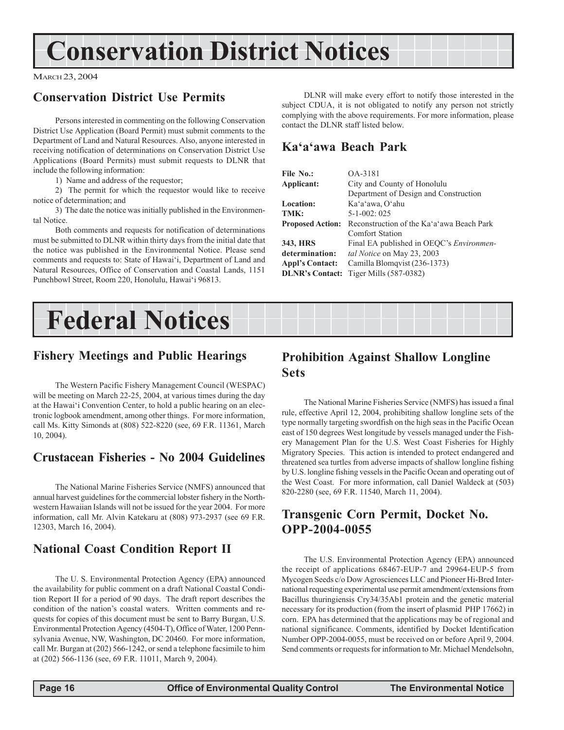# Conservation District Notices

MARCH 23, 2004

## Conservation District Use Permits

Persons interested in commenting on the following Conservation District Use Application (Board Permit) must submit comments to the Department of Land and Natural Resources. Also, anyone interested in receiving notification of determinations on Conservation District Use Applications (Board Permits) must submit requests to DLNR that include the following information:

1) Name and address of the requestor;

2) The permit for which the requestor would like to receive notice of determination; and

3) The date the notice was initially published in the Environmental Notice.

Both comments and requests for notification of determinations must be submitted to DLNR within thirty days from the initial date that the notice was published in the Environmental Notice. Please send comments and requests to: State of Hawai'i, Department of Land and Natural Resources, Office of Conservation and Coastal Lands, 1151 Punchbowl Street, Room 220, Honolulu, Hawai'i 96813.

DLNR will make every effort to notify those interested in the subject CDUA, it is not obligated to notify any person not strictly complying with the above requirements. For more information, please contact the DLNR staff listed below.

## Ka'a'awa Beach Park

| | |
|---|---|
| **File No.:** | OA-3181 |
| **Applicant:** | City and County of Honolulu Department of Design and Construction |
| **Location:** | Ka'a'awa, O'ahu |
| **TMK:** | 5-1-002: 025 |
| **Proposed Action:** | Reconstruction of the Ka'a'awa Beach Park Comfort Station |
| **343, HRS determination:** | Final EA published in OEQC's *Environmental Notice* on May 23, 2003 |
| **Appl's Contact:** | Camilla Blomqvist (236-1373) |
| **DLNR's Contact:** | Tiger Mills (587-0382) |

# Federal Notices

## Fishery Meetings and Public Hearings

The Western Pacific Fishery Management Council (WESPAC) will be meeting on March 22-25, 2004, at various times during the day at the Hawai'i Convention Center, to hold a public hearing on an electronic logbook amendment, among other things. For more information, call Ms. Kitty Simonds at (808) 522-8220 (see, 69 F.R. 11361, March 10, 2004).

## Crustacean Fisheries - No 2004 Guidelines

The National Marine Fisheries Service (NMFS) announced that annual harvest guidelines for the commercial lobster fishery in the Northwestern Hawaiian Islands will not be issued for the year 2004. For more information, call Mr. Alvin Katekaru at (808) 973-2937 (see 69 F.R. 12303, March 16, 2004).

## National Coast Condition Report II

The U. S. Environmental Protection Agency (EPA) announced the availability for public comment on a draft National Coastal Condition Report II for a period of 90 days. The draft report describes the condition of the nation's coastal waters. Written comments and requests for copies of this document must be sent to Barry Burgan, U.S. Environmental Protection Agency (4504-T), Office of Water, 1200 Pennsylvania Avenue, NW, Washington, DC 20460. For more information, call Mr. Burgan at (202) 566-1242, or send a telephone facsimile to him at (202) 566-1136 (see, 69 F.R. 11011, March 9, 2004).

## Prohibition Against Shallow Longline Sets

The National Marine Fisheries Service (NMFS) has issued a final rule, effective April 12, 2004, prohibiting shallow longline sets of the type normally targeting swordfish on the high seas in the Pacific Ocean east of 150 degrees West longitude by vessels managed under the Fishery Management Plan for the U.S. West Coast Fisheries for Highly Migratory Species. This action is intended to protect endangered and threatened sea turtles from adverse impacts of shallow longline fishing by U.S. longline fishing vessels in the Pacific Ocean and operating out of the West Coast. For more information, call Daniel Waldeck at (503) 820-2280 (see, 69 F.R. 11540, March 11, 2004).

## Transgenic Corn Permit, Docket No. OPP-2004-0055

The U.S. Environmental Protection Agency (EPA) announced the receipt of applications 68467-EUP-7 and 29964-EUP-5 from Mycogen Seeds c/o Dow Agrosciences LLC and Pioneer Hi-Bred International requesting experimental use permit amendment/extensions from Bacillus thuringiensis Cry34/35Ab1 protein and the genetic material necessary for its production (from the insert of plasmid PHP 17662) in corn. EPA has determined that the applications may be of regional and national significance. Comments, identified by Docket Identification Number OPP-2004-0055, must be received on or before April 9, 2004. Send comments or requests for information to Mr. Michael Mendelsohn,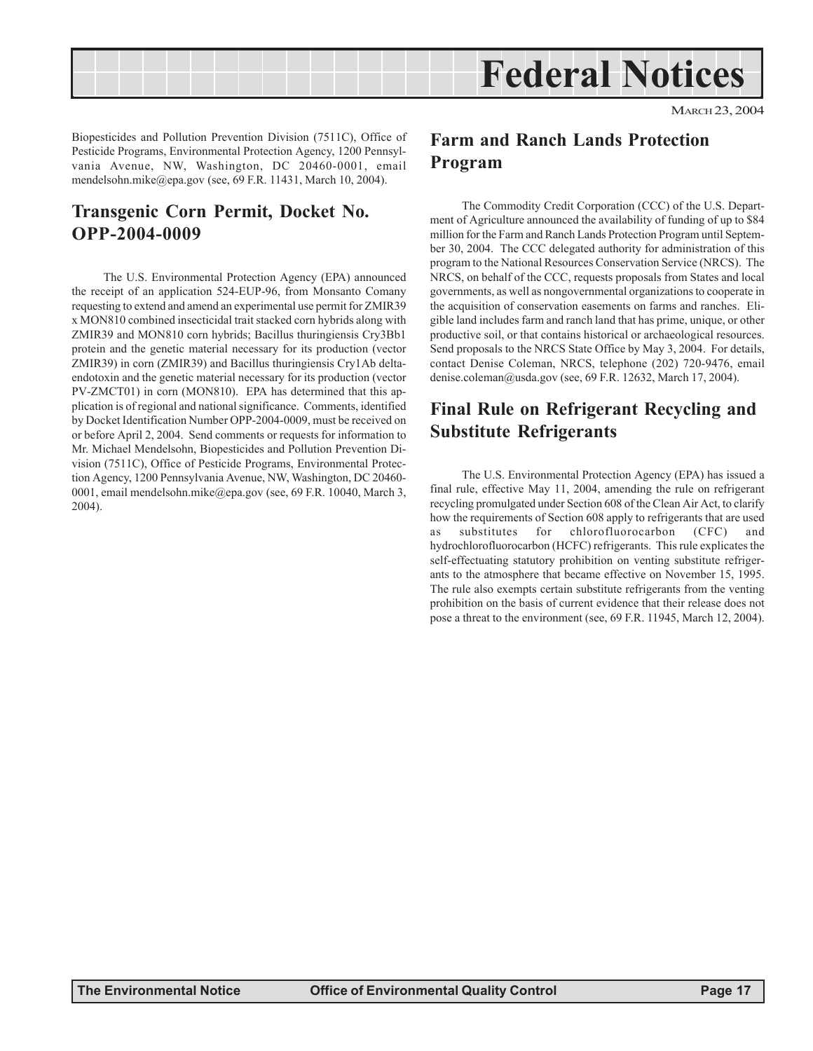Biopesticides and Pollution Prevention Division (7511C), Office of Pesticide Programs, Environmental Protection Agency, 1200 Pennsylvania Avenue, NW, Washington, DC 20460-0001, email mendelsohn.mike@epa.gov (see, 69 F.R. 11431, March 10, 2004).

## Transgenic Corn Permit, Docket No. OPP-2004-0009

The U.S. Environmental Protection Agency (EPA) announced the receipt of an application 524-EUP-96, from Monsanto Comany requesting to extend and amend an experimental use permit for ZMIR39 x MON810 combined insecticidal trait stacked corn hybrids along with ZMIR39 and MON810 corn hybrids; Bacillus thuringiensis Cry3Bb1 protein and the genetic material necessary for its production (vector ZMIR39) in corn (ZMIR39) and Bacillus thuringiensis Cry1Ab delta-endotoxin and the genetic material necessary for its production (vector PV-ZMCT01) in corn (MON810). EPA has determined that this application is of regional and national significance. Comments, identified by Docket Identification Number OPP-2004-0009, must be received on or before April 2, 2004. Send comments or requests for information to Mr. Michael Mendelsohn, Biopesticides and Pollution Prevention Division (7511C), Office of Pesticide Programs, Environmental Protection Agency, 1200 Pennsylvania Avenue, NW, Washington, DC 20460-0001, email mendelsohn.mike@epa.gov (see, 69 F.R. 10040, March 3, 2004).

## Farm and Ranch Lands Protection Program

The Commodity Credit Corporation (CCC) of the U.S. Department of Agriculture announced the availability of funding of up to $84 million for the Farm and Ranch Lands Protection Program until September 30, 2004. The CCC delegated authority for administration of this program to the National Resources Conservation Service (NRCS). The NRCS, on behalf of the CCC, requests proposals from States and local governments, as well as nongovernmental organizations to cooperate in the acquisition of conservation easements on farms and ranches. Eligible land includes farm and ranch land that has prime, unique, or other productive soil, or that contains historical or archaeological resources. Send proposals to the NRCS State Office by May 3, 2004. For details, contact Denise Coleman, NRCS, telephone (202) 720-9476, email denise.coleman@usda.gov (see, 69 F.R. 12632, March 17, 2004).

## Final Rule on Refrigerant Recycling and Substitute Refrigerants

The U.S. Environmental Protection Agency (EPA) has issued a final rule, effective May 11, 2004, amending the rule on refrigerant recycling promulgated under Section 608 of the Clean Air Act, to clarify how the requirements of Section 608 apply to refrigerants that are used as substitutes for chlorofluorocarbon (CFC) and hydrochlorofluorocarbon (HCFC) refrigerants. This rule explicates the self-effectuating statutory prohibition on venting substitute refrigerants to the atmosphere that became effective on November 15, 1995. The rule also exempts certain substitute refrigerants from the venting prohibition on the basis of current evidence that their release does not pose a threat to the environment (see, 69 F.R. 11945, March 12, 2004).